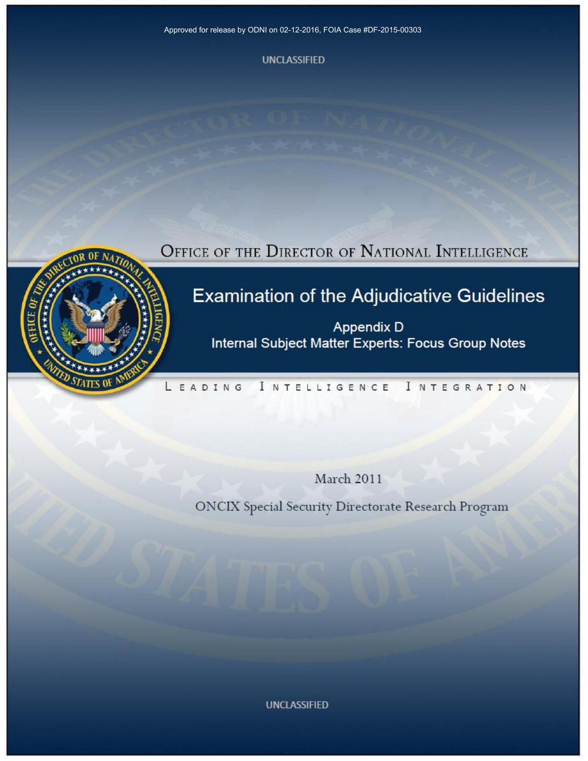Approved for release by ODNI on 02-12-2016, FOIA Case #DF-2015-00303

UNCLASSIFIED

OFFICE OF THE DIRECTOR OF NATIONAL INTELLIGENCE

# Examination of the Adjudicative Guidelines

## Appendix D
## Internal Subject Matter Experts: Focus Group Notes

LEADING INTELLIGENCE INTEGRATION

March 2011

ONCIX Special Security Directorate Research Program

UNCLASSIFIED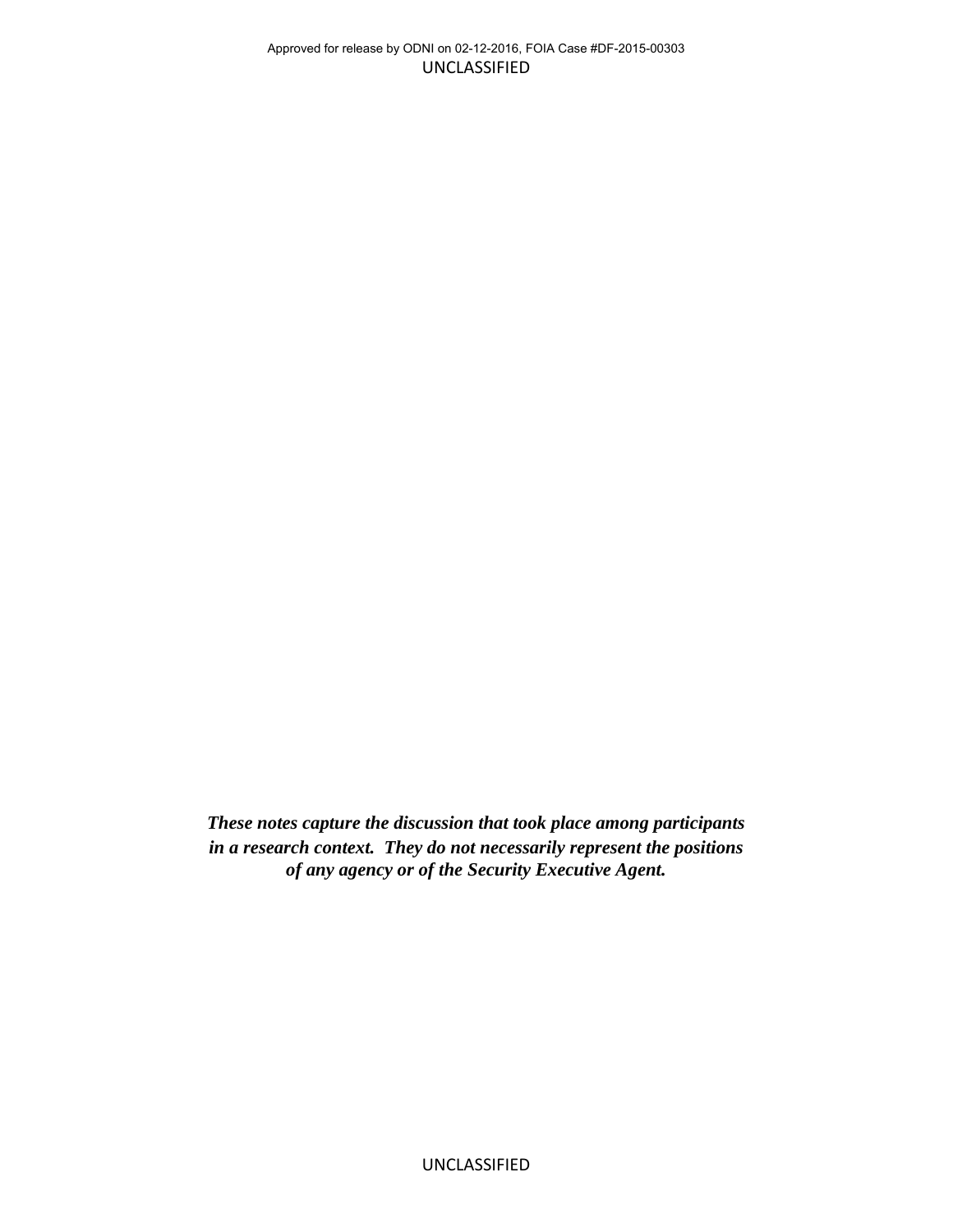***These notes capture the discussion that took place among participants in a research context. They do not necessarily represent the positions of any agency or of the Security Executive Agent.***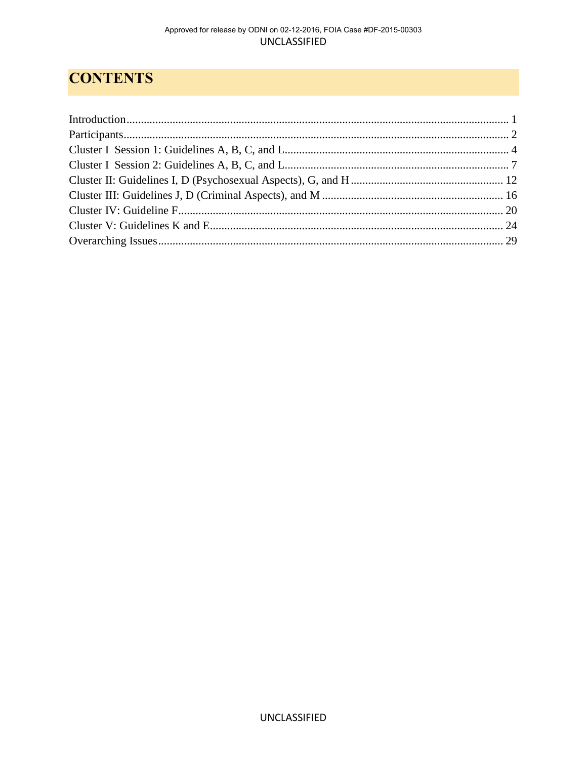# CONTENTS

Introduction.................................................................................................................................... 1
Participants...................................................................................................................................... 2
Cluster I Session 1: Guidelines A, B, C, and L.............................................................................. 4
Cluster I Session 2: Guidelines A, B, C, and L.............................................................................. 7
Cluster II: Guidelines I, D (Psychosexual Aspects), G, and H ..................................................... 12
Cluster III: Guidelines J, D (Criminal Aspects), and M ............................................................... 16
Cluster IV: Guideline F................................................................................................................. 20
Cluster V: Guidelines K and E...................................................................................................... 24
Overarching Issues........................................................................................................................ 29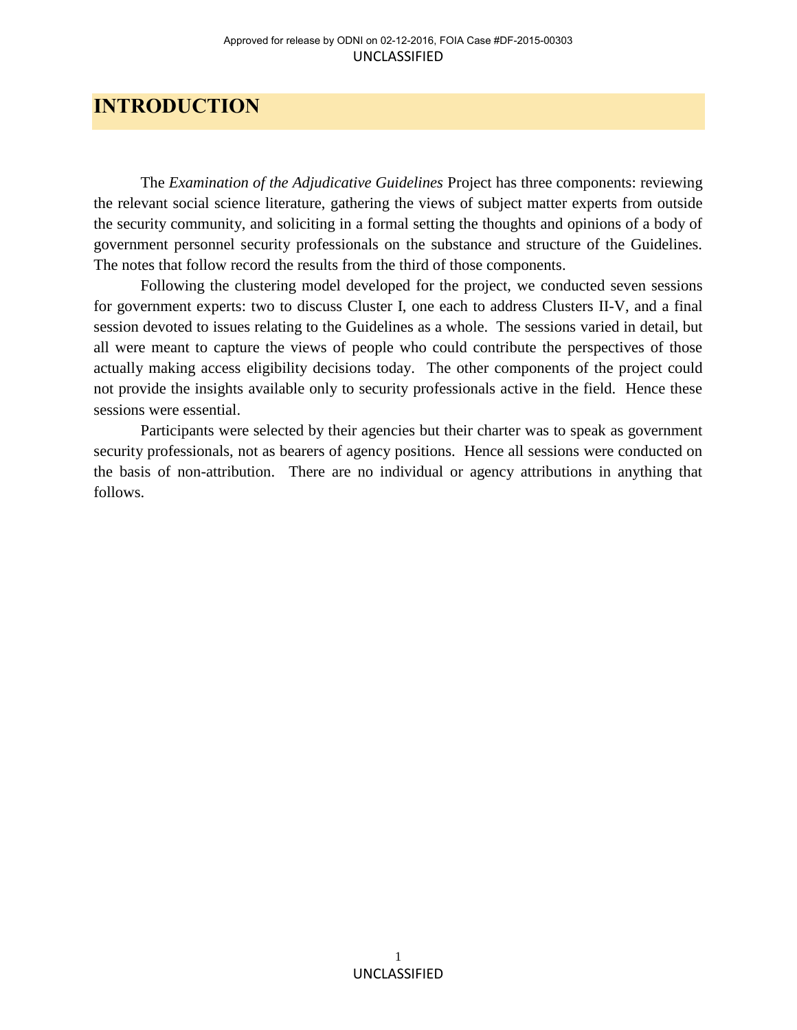# INTRODUCTION

The *Examination of the Adjudicative Guidelines* Project has three components: reviewing the relevant social science literature, gathering the views of subject matter experts from outside the security community, and soliciting in a formal setting the thoughts and opinions of a body of government personnel security professionals on the substance and structure of the Guidelines. The notes that follow record the results from the third of those components.

Following the clustering model developed for the project, we conducted seven sessions for government experts: two to discuss Cluster I, one each to address Clusters II-V, and a final session devoted to issues relating to the Guidelines as a whole. The sessions varied in detail, but all were meant to capture the views of people who could contribute the perspectives of those actually making access eligibility decisions today. The other components of the project could not provide the insights available only to security professionals active in the field. Hence these sessions were essential.

Participants were selected by their agencies but their charter was to speak as government security professionals, not as bearers of agency positions. Hence all sessions were conducted on the basis of non-attribution. There are no individual or agency attributions in anything that follows.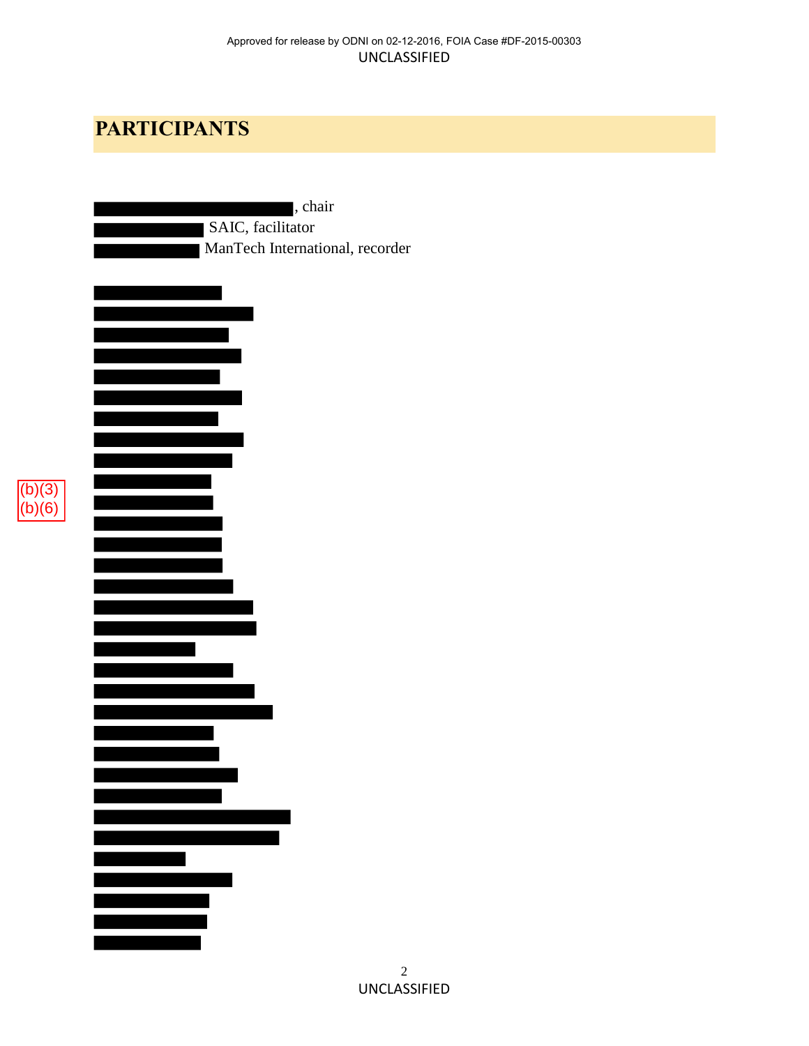# PARTICIPANTS

[REDACTED], chair
[REDACTED] SAIC, facilitator
[REDACTED] ManTech International, recorder

(b)(3)
(b)(6)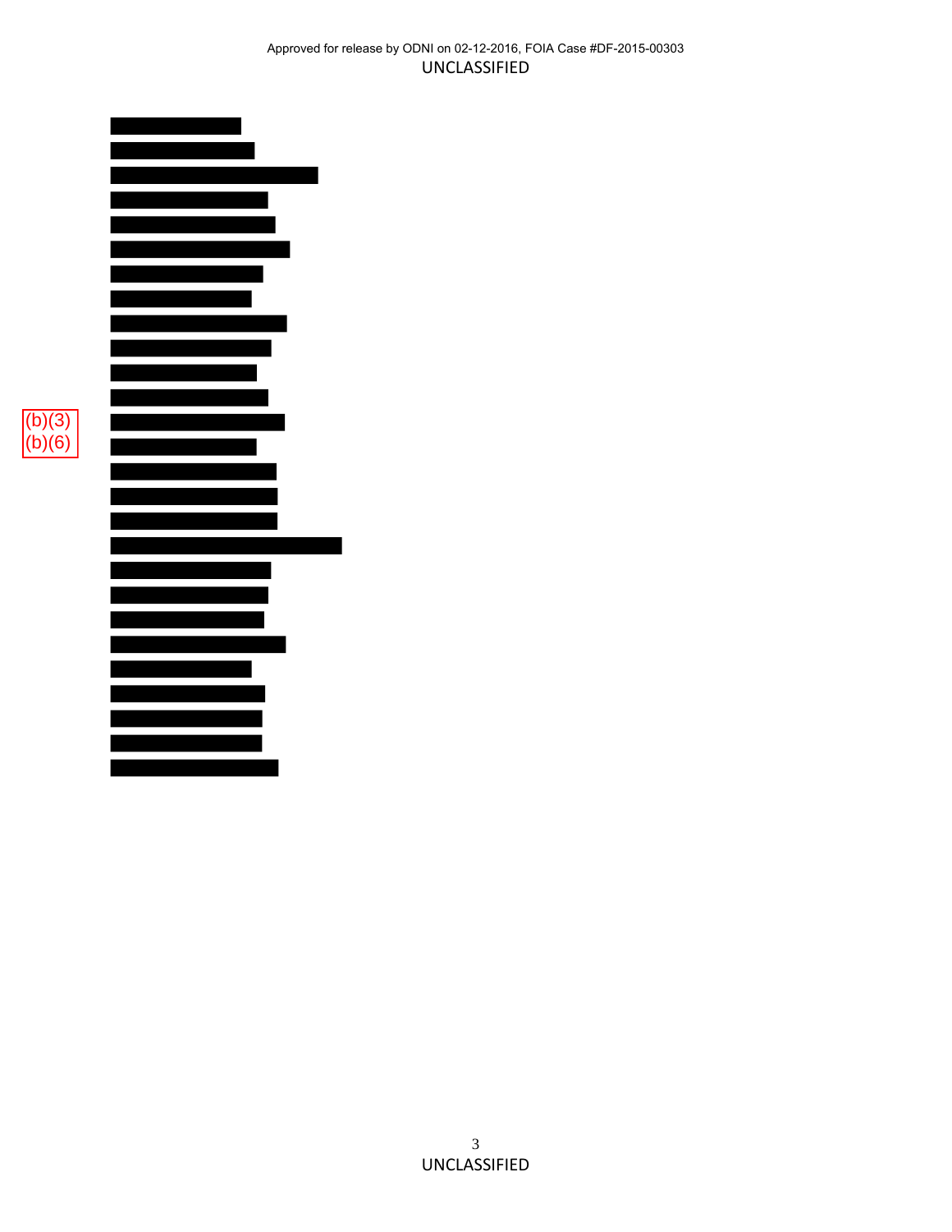(b)(3)
(b)(6)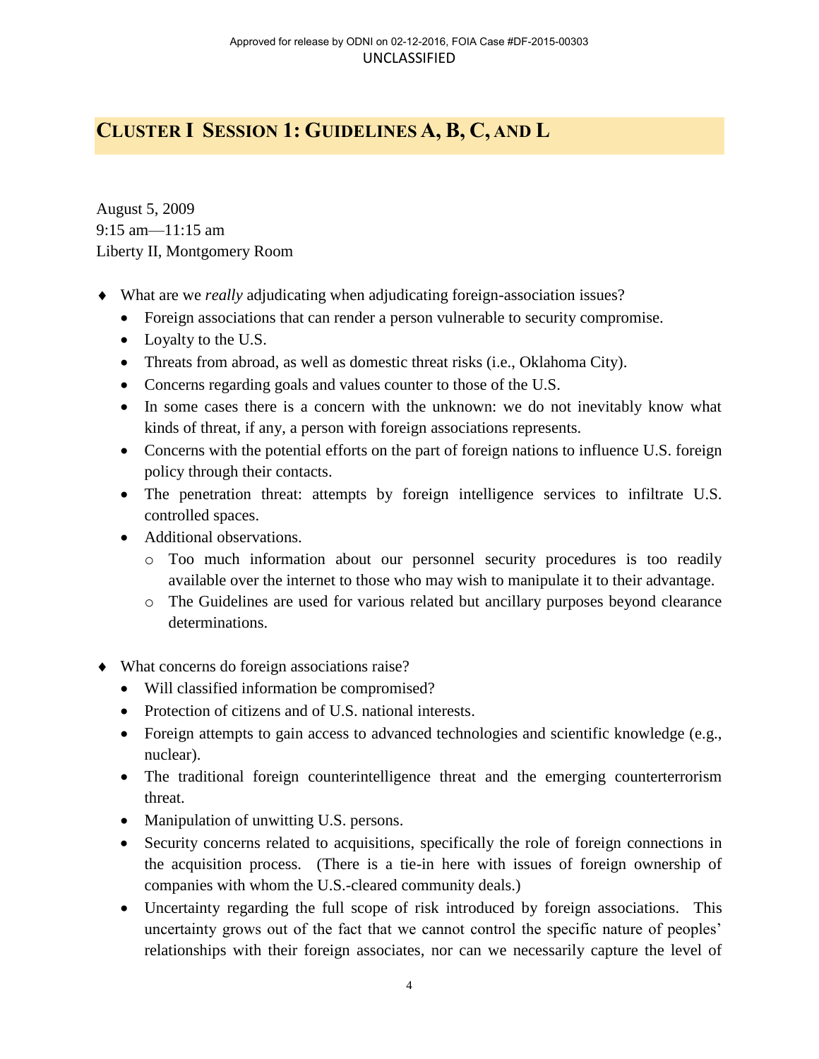## CLUSTER I SESSION 1: GUIDELINES A, B, C, AND L

August 5, 2009
9:15 am—11:15 am
Liberty II, Montgomery Room

- What are we *really* adjudicating when adjudicating foreign-association issues?
  - Foreign associations that can render a person vulnerable to security compromise.
  - Loyalty to the U.S.
  - Threats from abroad, as well as domestic threat risks (i.e., Oklahoma City).
  - Concerns regarding goals and values counter to those of the U.S.
  - In some cases there is a concern with the unknown: we do not inevitably know what kinds of threat, if any, a person with foreign associations represents.
  - Concerns with the potential efforts on the part of foreign nations to influence U.S. foreign policy through their contacts.
  - The penetration threat: attempts by foreign intelligence services to infiltrate U.S. controlled spaces.
  - Additional observations.
    - Too much information about our personnel security procedures is too readily available over the internet to those who may wish to manipulate it to their advantage.
    - The Guidelines are used for various related but ancillary purposes beyond clearance determinations.

- What concerns do foreign associations raise?
  - Will classified information be compromised?
  - Protection of citizens and of U.S. national interests.
  - Foreign attempts to gain access to advanced technologies and scientific knowledge (e.g., nuclear).
  - The traditional foreign counterintelligence threat and the emerging counterterrorism threat.
  - Manipulation of unwitting U.S. persons.
  - Security concerns related to acquisitions, specifically the role of foreign connections in the acquisition process. (There is a tie-in here with issues of foreign ownership of companies with whom the U.S.-cleared community deals.)
  - Uncertainty regarding the full scope of risk introduced by foreign associations. This uncertainty grows out of the fact that we cannot control the specific nature of peoples' relationships with their foreign associates, nor can we necessarily capture the level of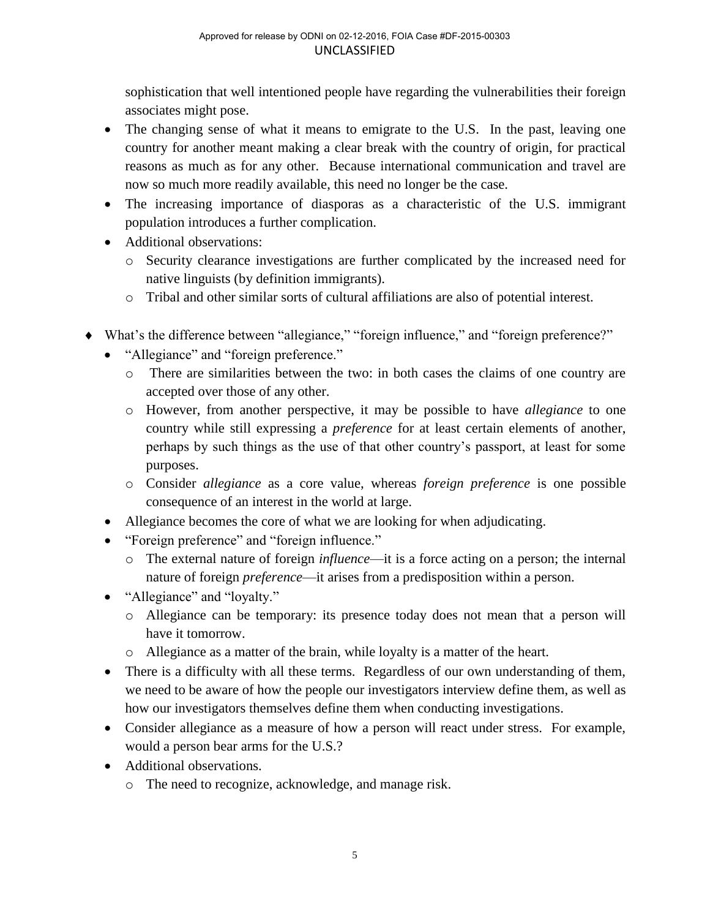sophistication that well intentioned people have regarding the vulnerabilities their foreign associates might pose.

- The changing sense of what it means to emigrate to the U.S. In the past, leaving one country for another meant making a clear break with the country of origin, for practical reasons as much as for any other. Because international communication and travel are now so much more readily available, this need no longer be the case.
- The increasing importance of diasporas as a characteristic of the U.S. immigrant population introduces a further complication.
- Additional observations:
  - Security clearance investigations are further complicated by the increased need for native linguists (by definition immigrants).
  - Tribal and other similar sorts of cultural affiliations are also of potential interest.

- What's the difference between "allegiance," "foreign influence," and "foreign preference?"
  - "Allegiance" and "foreign preference."
    - There are similarities between the two: in both cases the claims of one country are accepted over those of any other.
    - However, from another perspective, it may be possible to have *allegiance* to one country while still expressing a *preference* for at least certain elements of another, perhaps by such things as the use of that other country's passport, at least for some purposes.
    - Consider *allegiance* as a core value, whereas *foreign preference* is one possible consequence of an interest in the world at large.
  - Allegiance becomes the core of what we are looking for when adjudicating.
  - "Foreign preference" and "foreign influence."
    - The external nature of foreign *influence*—it is a force acting on a person; the internal nature of foreign *preference*—it arises from a predisposition within a person.
  - "Allegiance" and "loyalty."
    - Allegiance can be temporary: its presence today does not mean that a person will have it tomorrow.
    - Allegiance as a matter of the brain, while loyalty is a matter of the heart.
  - There is a difficulty with all these terms. Regardless of our own understanding of them, we need to be aware of how the people our investigators interview define them, as well as how our investigators themselves define them when conducting investigations.
  - Consider allegiance as a measure of how a person will react under stress. For example, would a person bear arms for the U.S.?
  - Additional observations.
    - The need to recognize, acknowledge, and manage risk.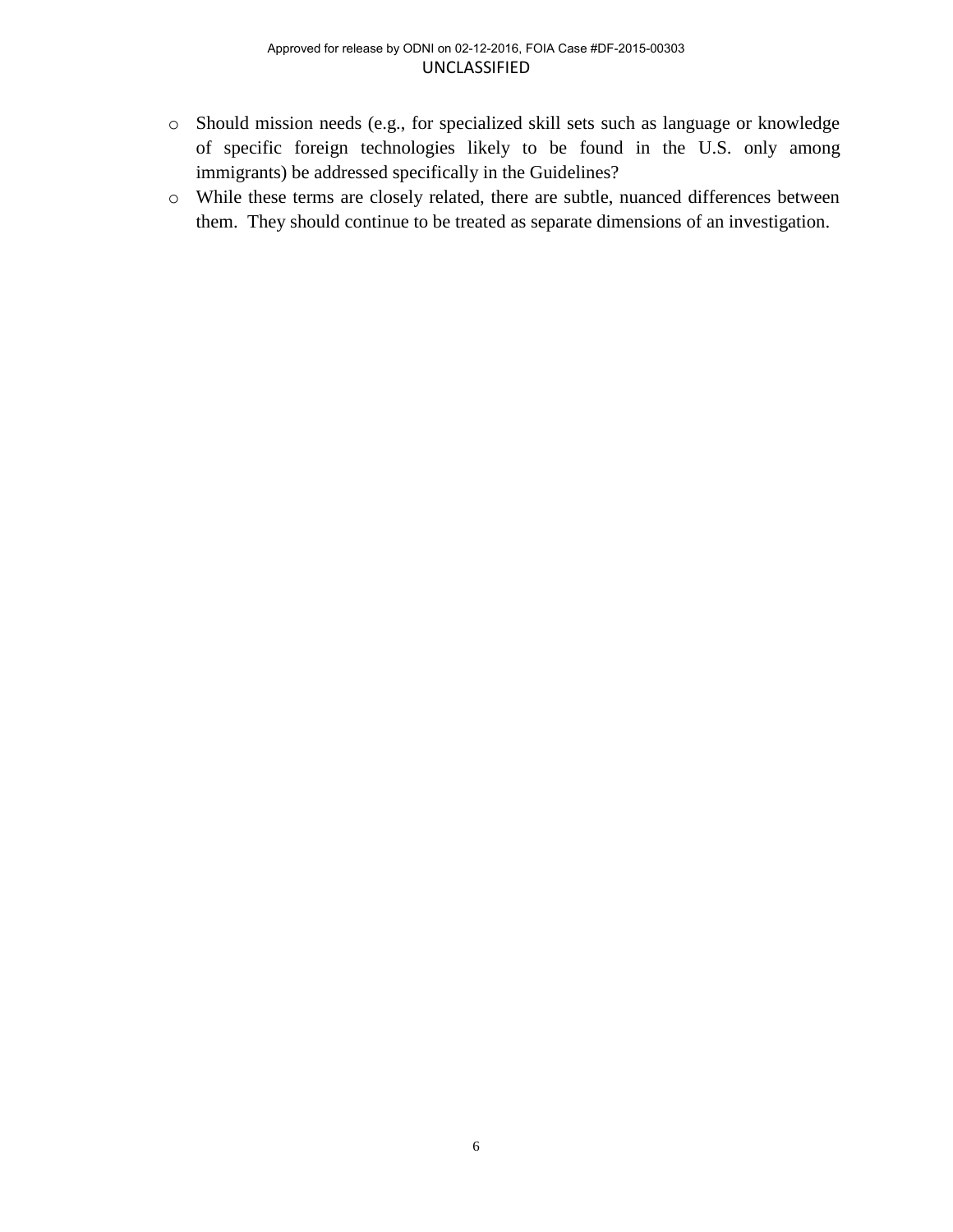- Should mission needs (e.g., for specialized skill sets such as language or knowledge of specific foreign technologies likely to be found in the U.S. only among immigrants) be addressed specifically in the Guidelines?
- While these terms are closely related, there are subtle, nuanced differences between them. They should continue to be treated as separate dimensions of an investigation.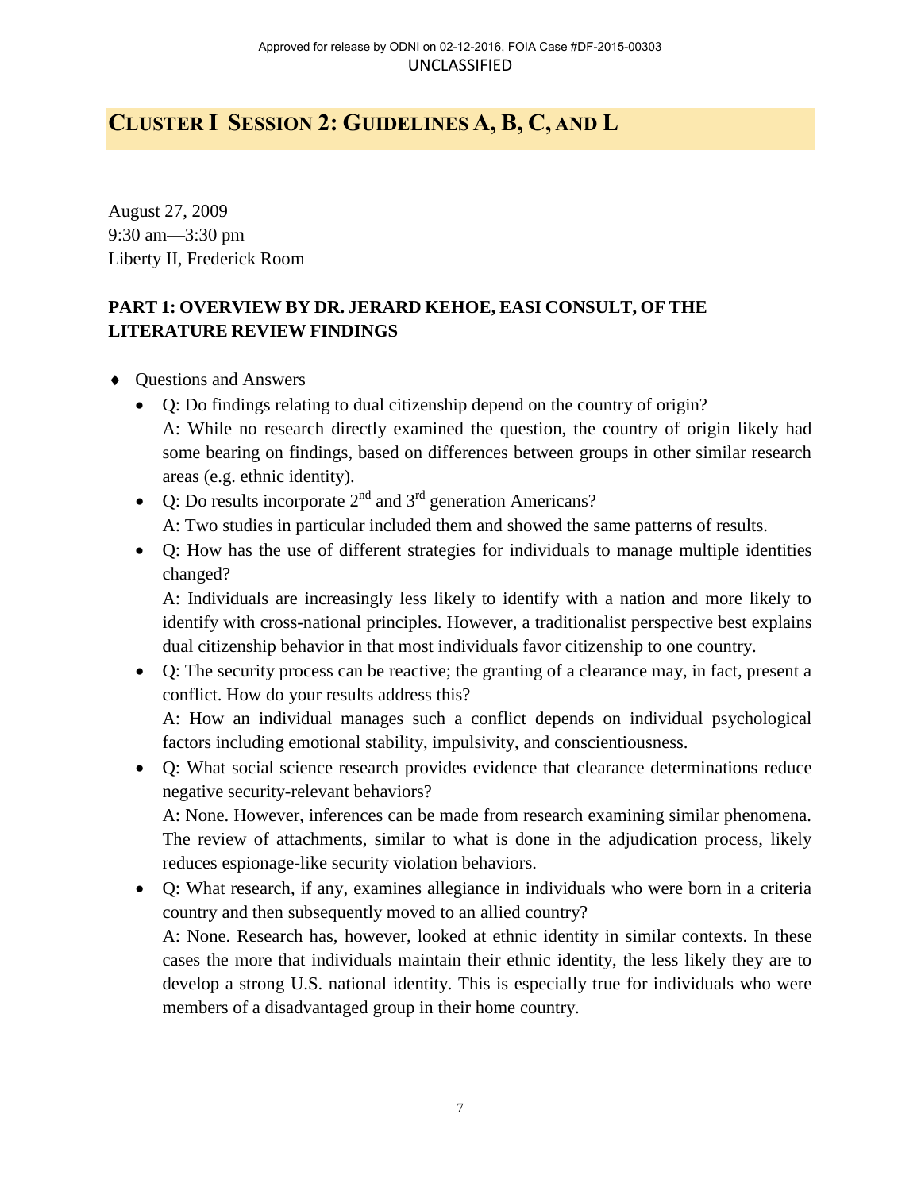## CLUSTER I SESSION 2: GUIDELINES A, B, C, AND L

August 27, 2009
9:30 am—3:30 pm
Liberty II, Frederick Room

### PART 1: OVERVIEW BY DR. JERARD KEHOE, EASI CONSULT, OF THE LITERATURE REVIEW FINDINGS

- Questions and Answers
  - Q: Do findings relating to dual citizenship depend on the country of origin?
    A: While no research directly examined the question, the country of origin likely had some bearing on findings, based on differences between groups in other similar research areas (e.g. ethnic identity).
  - Q: Do results incorporate 2nd and 3rd generation Americans?
    A: Two studies in particular included them and showed the same patterns of results.
  - Q: How has the use of different strategies for individuals to manage multiple identities changed?
    A: Individuals are increasingly less likely to identify with a nation and more likely to identify with cross-national principles. However, a traditionalist perspective best explains dual citizenship behavior in that most individuals favor citizenship to one country.
  - Q: The security process can be reactive; the granting of a clearance may, in fact, present a conflict. How do your results address this?
    A: How an individual manages such a conflict depends on individual psychological factors including emotional stability, impulsivity, and conscientiousness.
  - Q: What social science research provides evidence that clearance determinations reduce negative security-relevant behaviors?
    A: None. However, inferences can be made from research examining similar phenomena. The review of attachments, similar to what is done in the adjudication process, likely reduces espionage-like security violation behaviors.
  - Q: What research, if any, examines allegiance in individuals who were born in a criteria country and then subsequently moved to an allied country?
    A: None. Research has, however, looked at ethnic identity in similar contexts. In these cases the more that individuals maintain their ethnic identity, the less likely they are to develop a strong U.S. national identity. This is especially true for individuals who were members of a disadvantaged group in their home country.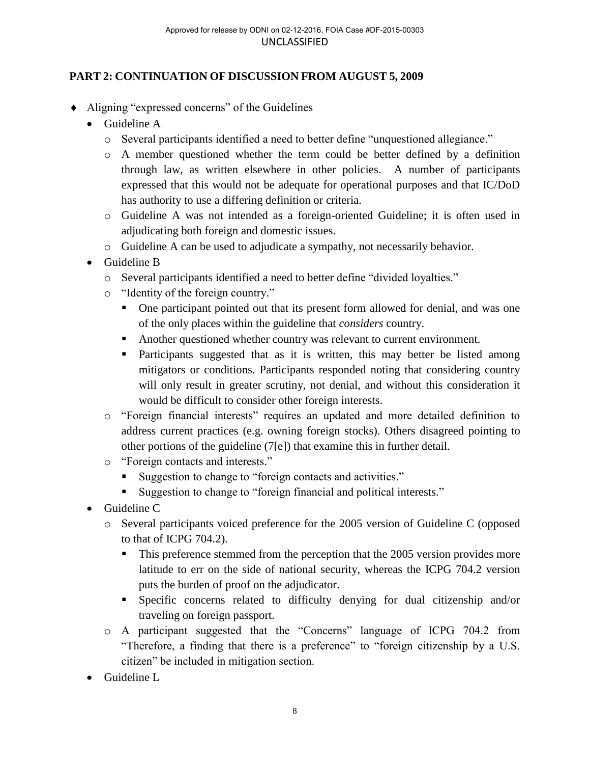## PART 2: CONTINUATION OF DISCUSSION FROM AUGUST 5, 2009

- Aligning "expressed concerns" of the Guidelines
  - Guideline A
    - Several participants identified a need to better define "unquestioned allegiance."
    - A member questioned whether the term could be better defined by a definition through law, as written elsewhere in other policies. A number of participants expressed that this would not be adequate for operational purposes and that IC/DoD has authority to use a differing definition or criteria.
    - Guideline A was not intended as a foreign-oriented Guideline; it is often used in adjudicating both foreign and domestic issues.
    - Guideline A can be used to adjudicate a sympathy, not necessarily behavior.
  - Guideline B
    - Several participants identified a need to better define "divided loyalties."
    - "Identity of the foreign country."
      - One participant pointed out that its present form allowed for denial, and was one of the only places within the guideline that *considers* country.
      - Another questioned whether country was relevant to current environment.
      - Participants suggested that as it is written, this may better be listed among mitigators or conditions. Participants responded noting that considering country will only result in greater scrutiny, not denial, and without this consideration it would be difficult to consider other foreign interests.
    - "Foreign financial interests" requires an updated and more detailed definition to address current practices (e.g. owning foreign stocks). Others disagreed pointing to other portions of the guideline (7[e]) that examine this in further detail.
    - "Foreign contacts and interests."
      - Suggestion to change to "foreign contacts and activities."
      - Suggestion to change to "foreign financial and political interests."
  - Guideline C
    - Several participants voiced preference for the 2005 version of Guideline C (opposed to that of ICPG 704.2).
      - This preference stemmed from the perception that the 2005 version provides more latitude to err on the side of national security, whereas the ICPG 704.2 version puts the burden of proof on the adjudicator.
      - Specific concerns related to difficulty denying for dual citizenship and/or traveling on foreign passport.
    - A participant suggested that the "Concerns" language of ICPG 704.2 from "Therefore, a finding that there is a preference" to "foreign citizenship by a U.S. citizen" be included in mitigation section.
  - Guideline L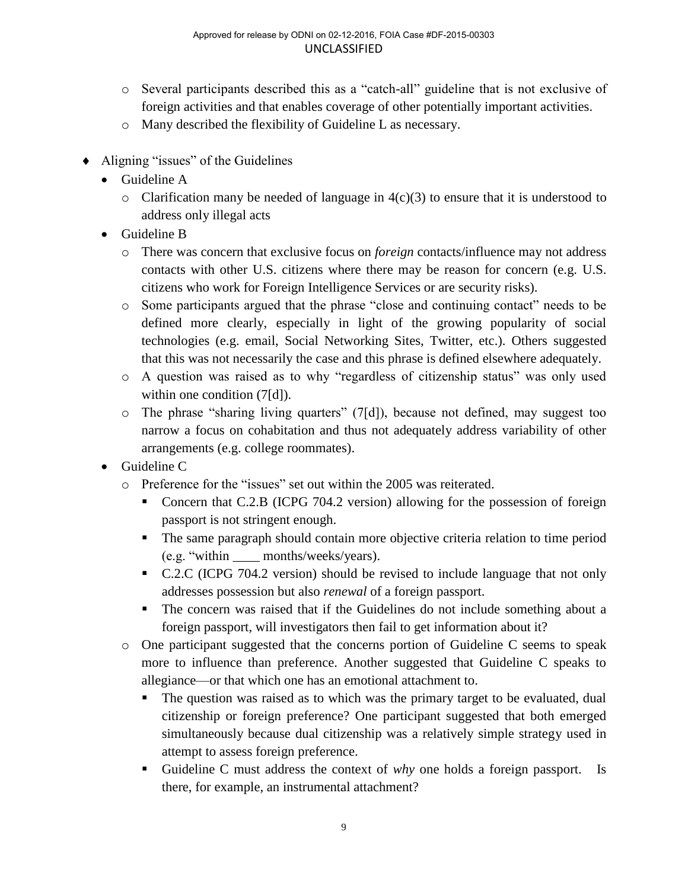- Several participants described this as a "catch-all" guideline that is not exclusive of foreign activities and that enables coverage of other potentially important activities.
- Many described the flexibility of Guideline L as necessary.

- Aligning "issues" of the Guidelines
  - Guideline A
    - Clarification many be needed of language in 4(c)(3) to ensure that it is understood to address only illegal acts
  - Guideline B
    - There was concern that exclusive focus on *foreign* contacts/influence may not address contacts with other U.S. citizens where there may be reason for concern (e.g. U.S. citizens who work for Foreign Intelligence Services or are security risks).
    - Some participants argued that the phrase "close and continuing contact" needs to be defined more clearly, especially in light of the growing popularity of social technologies (e.g. email, Social Networking Sites, Twitter, etc.). Others suggested that this was not necessarily the case and this phrase is defined elsewhere adequately.
    - A question was raised as to why "regardless of citizenship status" was only used within one condition (7[d]).
    - The phrase "sharing living quarters" (7[d]), because not defined, may suggest too narrow a focus on cohabitation and thus not adequately address variability of other arrangements (e.g. college roommates).
  - Guideline C
    - Preference for the "issues" set out within the 2005 was reiterated.
      - Concern that C.2.B (ICPG 704.2 version) allowing for the possession of foreign passport is not stringent enough.
      - The same paragraph should contain more objective criteria relation to time period (e.g. "within ____ months/weeks/years).
      - C.2.C (ICPG 704.2 version) should be revised to include language that not only addresses possession but also *renewal* of a foreign passport.
      - The concern was raised that if the Guidelines do not include something about a foreign passport, will investigators then fail to get information about it?
    - One participant suggested that the concerns portion of Guideline C seems to speak more to influence than preference. Another suggested that Guideline C speaks to allegiance—or that which one has an emotional attachment to.
      - The question was raised as to which was the primary target to be evaluated, dual citizenship or foreign preference? One participant suggested that both emerged simultaneously because dual citizenship was a relatively simple strategy used in attempt to assess foreign preference.
      - Guideline C must address the context of *why* one holds a foreign passport. Is there, for example, an instrumental attachment?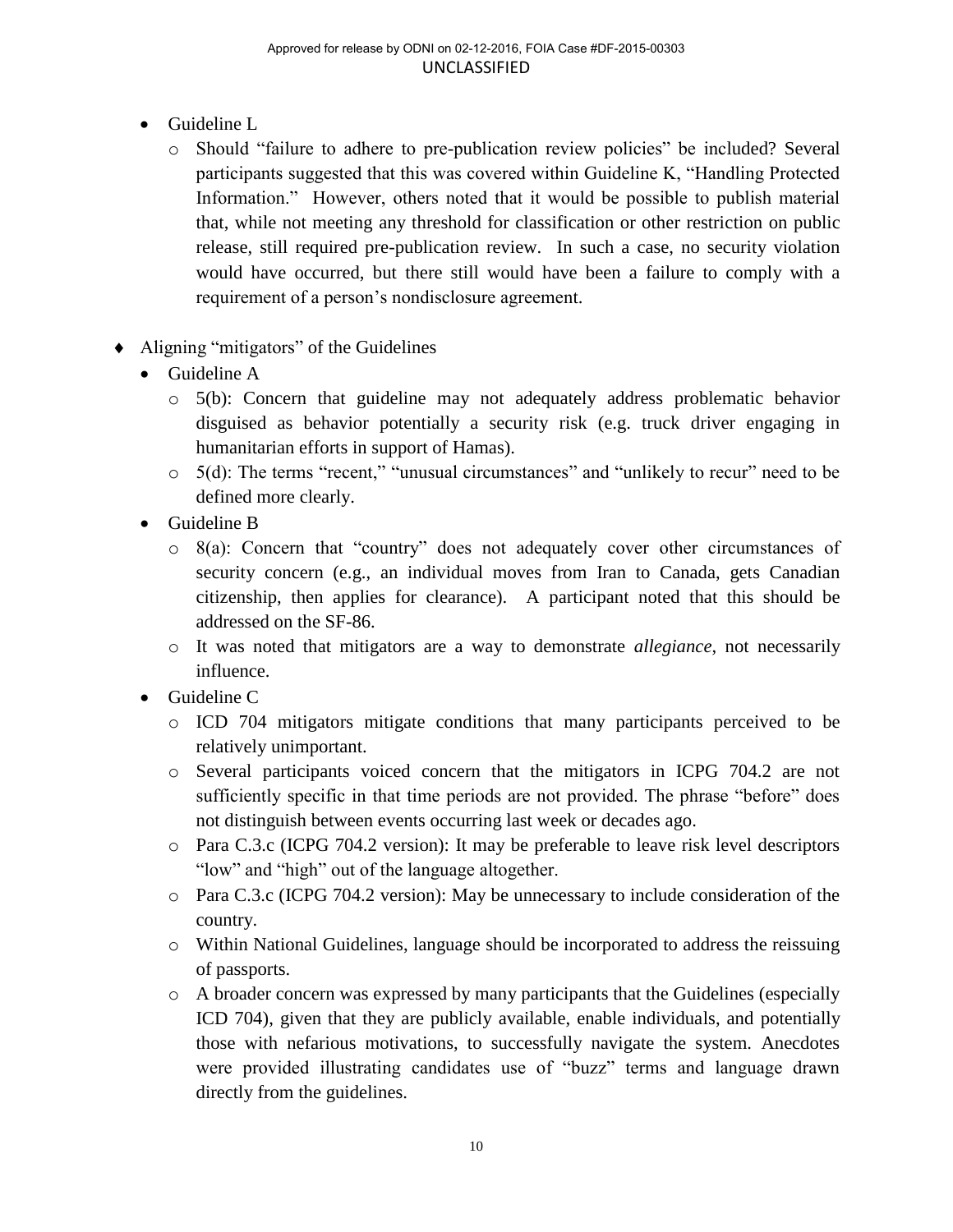- Guideline L
  - Should "failure to adhere to pre-publication review policies" be included? Several participants suggested that this was covered within Guideline K, "Handling Protected Information." However, others noted that it would be possible to publish material that, while not meeting any threshold for classification or other restriction on public release, still required pre-publication review. In such a case, no security violation would have occurred, but there still would have been a failure to comply with a requirement of a person's nondisclosure agreement.

- Aligning "mitigators" of the Guidelines
  - Guideline A
    - 5(b): Concern that guideline may not adequately address problematic behavior disguised as behavior potentially a security risk (e.g. truck driver engaging in humanitarian efforts in support of Hamas).
    - 5(d): The terms "recent," "unusual circumstances" and "unlikely to recur" need to be defined more clearly.
  - Guideline B
    - 8(a): Concern that "country" does not adequately cover other circumstances of security concern (e.g., an individual moves from Iran to Canada, gets Canadian citizenship, then applies for clearance). A participant noted that this should be addressed on the SF-86.
    - It was noted that mitigators are a way to demonstrate *allegiance*, not necessarily influence.
  - Guideline C
    - ICD 704 mitigators mitigate conditions that many participants perceived to be relatively unimportant.
    - Several participants voiced concern that the mitigators in ICPG 704.2 are not sufficiently specific in that time periods are not provided. The phrase "before" does not distinguish between events occurring last week or decades ago.
    - Para C.3.c (ICPG 704.2 version): It may be preferable to leave risk level descriptors "low" and "high" out of the language altogether.
    - Para C.3.c (ICPG 704.2 version): May be unnecessary to include consideration of the country.
    - Within National Guidelines, language should be incorporated to address the reissuing of passports.
    - A broader concern was expressed by many participants that the Guidelines (especially ICD 704), given that they are publicly available, enable individuals, and potentially those with nefarious motivations, to successfully navigate the system. Anecdotes were provided illustrating candidates use of "buzz" terms and language drawn directly from the guidelines.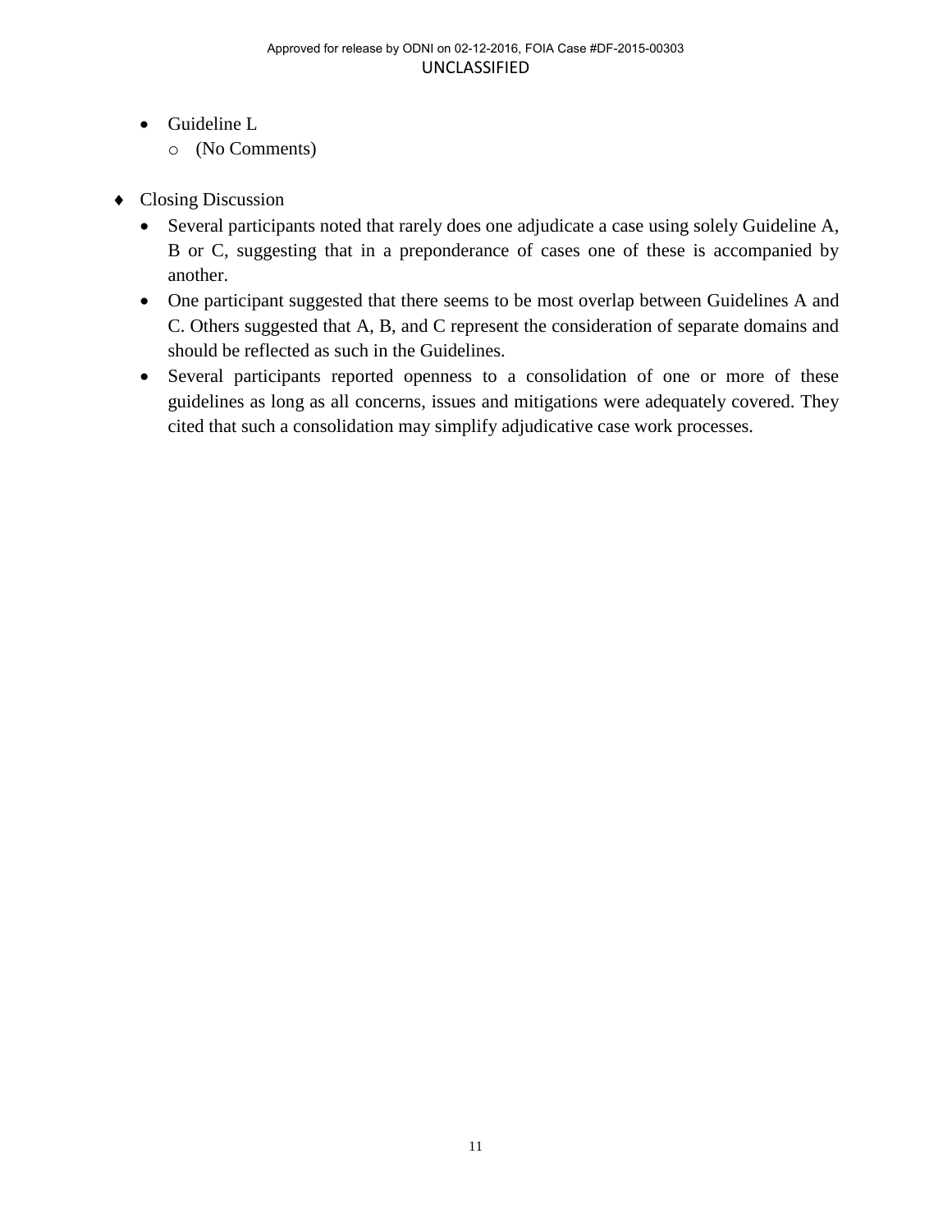- Guideline L
  - (No Comments)

- Closing Discussion
  - Several participants noted that rarely does one adjudicate a case using solely Guideline A, B or C, suggesting that in a preponderance of cases one of these is accompanied by another.
  - One participant suggested that there seems to be most overlap between Guidelines A and C. Others suggested that A, B, and C represent the consideration of separate domains and should be reflected as such in the Guidelines.
  - Several participants reported openness to a consolidation of one or more of these guidelines as long as all concerns, issues and mitigations were adequately covered. They cited that such a consolidation may simplify adjudicative case work processes.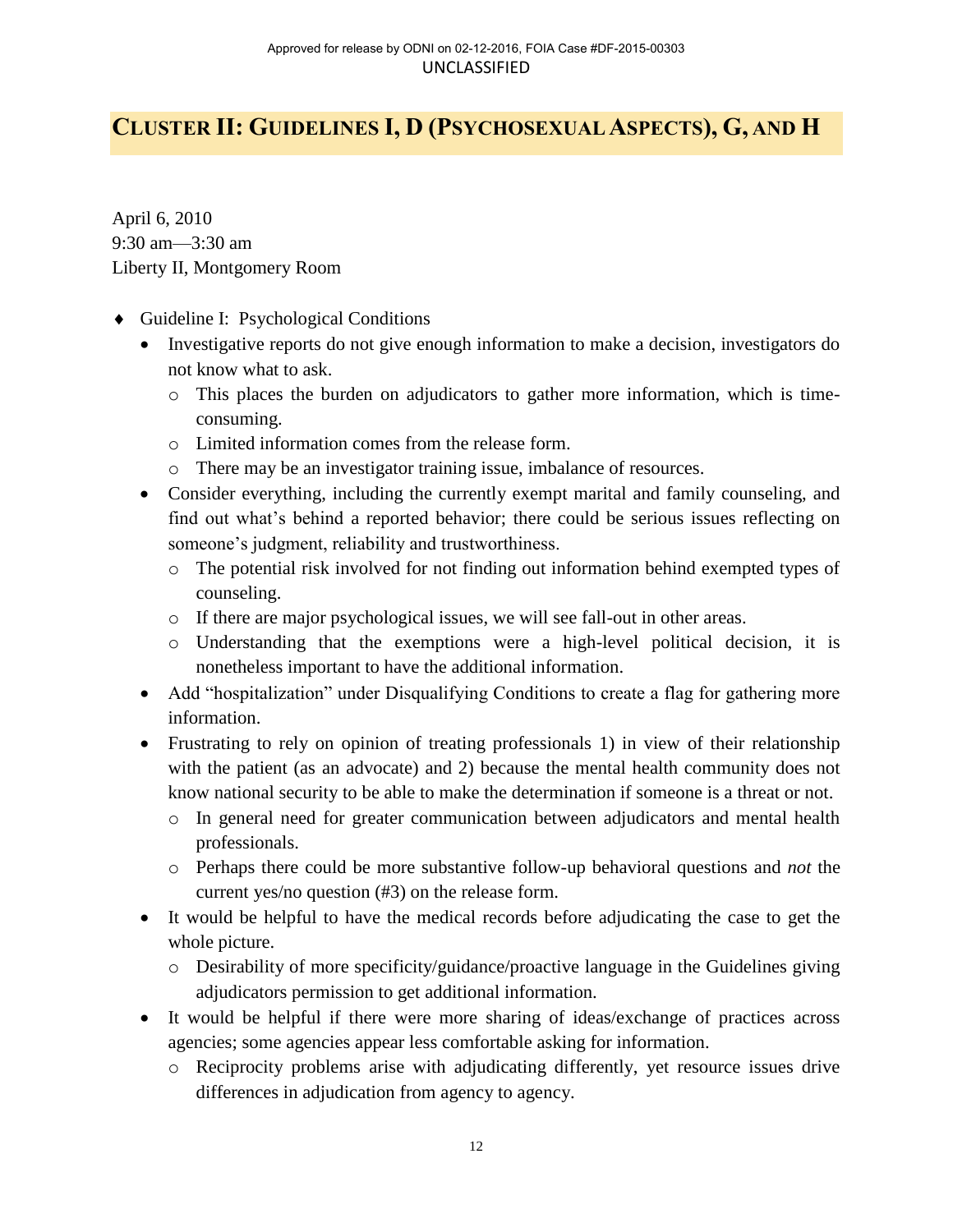## Cluster II: Guidelines I, D (Psychosexual Aspects), G, and H

April 6, 2010
9:30 am—3:30 am
Liberty II, Montgomery Room

- Guideline I: Psychological Conditions
  - Investigative reports do not give enough information to make a decision, investigators do not know what to ask.
    - This places the burden on adjudicators to gather more information, which is time-consuming.
    - Limited information comes from the release form.
    - There may be an investigator training issue, imbalance of resources.
  - Consider everything, including the currently exempt marital and family counseling, and find out what's behind a reported behavior; there could be serious issues reflecting on someone's judgment, reliability and trustworthiness.
    - The potential risk involved for not finding out information behind exempted types of counseling.
    - If there are major psychological issues, we will see fall-out in other areas.
    - Understanding that the exemptions were a high-level political decision, it is nonetheless important to have the additional information.
  - Add "hospitalization" under Disqualifying Conditions to create a flag for gathering more information.
  - Frustrating to rely on opinion of treating professionals 1) in view of their relationship with the patient (as an advocate) and 2) because the mental health community does not know national security to be able to make the determination if someone is a threat or not.
    - In general need for greater communication between adjudicators and mental health professionals.
    - Perhaps there could be more substantive follow-up behavioral questions and *not* the current yes/no question (#3) on the release form.
  - It would be helpful to have the medical records before adjudicating the case to get the whole picture.
    - Desirability of more specificity/guidance/proactive language in the Guidelines giving adjudicators permission to get additional information.
  - It would be helpful if there were more sharing of ideas/exchange of practices across agencies; some agencies appear less comfortable asking for information.
    - Reciprocity problems arise with adjudicating differently, yet resource issues drive differences in adjudication from agency to agency.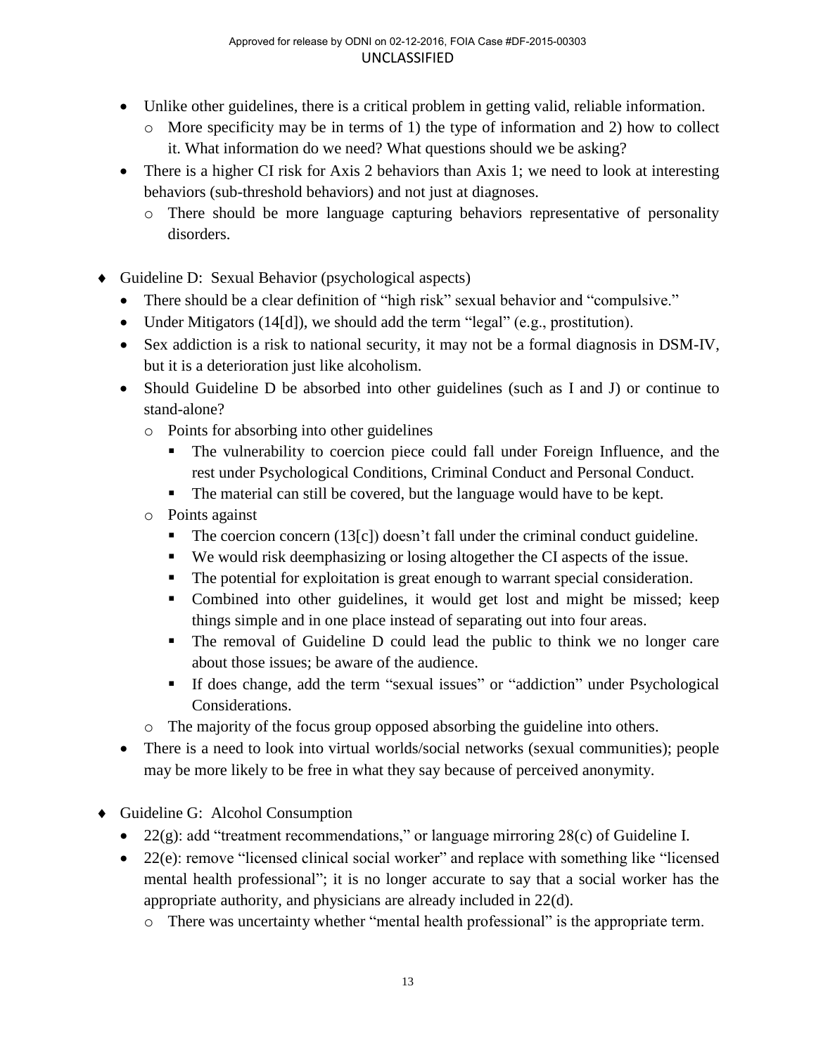- Unlike other guidelines, there is a critical problem in getting valid, reliable information.
  - More specificity may be in terms of 1) the type of information and 2) how to collect it. What information do we need? What questions should we be asking?
- There is a higher CI risk for Axis 2 behaviors than Axis 1; we need to look at interesting behaviors (sub-threshold behaviors) and not just at diagnoses.
  - There should be more language capturing behaviors representative of personality disorders.

- Guideline D: Sexual Behavior (psychological aspects)
  - There should be a clear definition of "high risk" sexual behavior and "compulsive."
  - Under Mitigators (14[d]), we should add the term "legal" (e.g., prostitution).
  - Sex addiction is a risk to national security, it may not be a formal diagnosis in DSM-IV, but it is a deterioration just like alcoholism.
  - Should Guideline D be absorbed into other guidelines (such as I and J) or continue to stand-alone?
    - Points for absorbing into other guidelines
      - The vulnerability to coercion piece could fall under Foreign Influence, and the rest under Psychological Conditions, Criminal Conduct and Personal Conduct.
      - The material can still be covered, but the language would have to be kept.
    - Points against
      - The coercion concern (13[c]) doesn't fall under the criminal conduct guideline.
      - We would risk deemphasizing or losing altogether the CI aspects of the issue.
      - The potential for exploitation is great enough to warrant special consideration.
      - Combined into other guidelines, it would get lost and might be missed; keep things simple and in one place instead of separating out into four areas.
      - The removal of Guideline D could lead the public to think we no longer care about those issues; be aware of the audience.
      - If does change, add the term "sexual issues" or "addiction" under Psychological Considerations.
    - The majority of the focus group opposed absorbing the guideline into others.
  - There is a need to look into virtual worlds/social networks (sexual communities); people may be more likely to be free in what they say because of perceived anonymity.

- Guideline G: Alcohol Consumption
  - 22(g): add "treatment recommendations," or language mirroring 28(c) of Guideline I.
  - 22(e): remove "licensed clinical social worker" and replace with something like "licensed mental health professional"; it is no longer accurate to say that a social worker has the appropriate authority, and physicians are already included in 22(d).
    - There was uncertainty whether "mental health professional" is the appropriate term.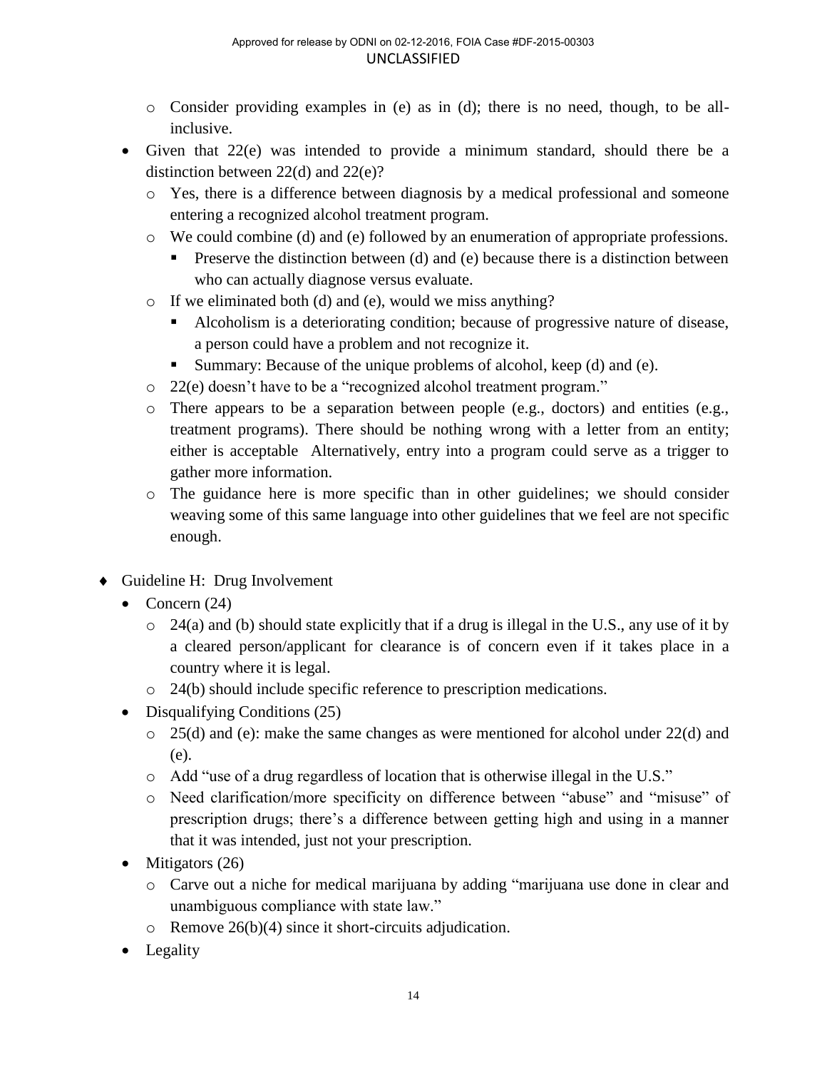- Consider providing examples in (e) as in (d); there is no need, though, to be all-inclusive.
- Given that 22(e) was intended to provide a minimum standard, should there be a distinction between 22(d) and 22(e)?
  - Yes, there is a difference between diagnosis by a medical professional and someone entering a recognized alcohol treatment program.
  - We could combine (d) and (e) followed by an enumeration of appropriate professions.
    - Preserve the distinction between (d) and (e) because there is a distinction between who can actually diagnose versus evaluate.
  - If we eliminated both (d) and (e), would we miss anything?
    - Alcoholism is a deteriorating condition; because of progressive nature of disease, a person could have a problem and not recognize it.
    - Summary: Because of the unique problems of alcohol, keep (d) and (e).
  - 22(e) doesn't have to be a "recognized alcohol treatment program."
  - There appears to be a separation between people (e.g., doctors) and entities (e.g., treatment programs). There should be nothing wrong with a letter from an entity; either is acceptable Alternatively, entry into a program could serve as a trigger to gather more information.
  - The guidance here is more specific than in other guidelines; we should consider weaving some of this same language into other guidelines that we feel are not specific enough.

- Guideline H: Drug Involvement
  - Concern (24)
    - 24(a) and (b) should state explicitly that if a drug is illegal in the U.S., any use of it by a cleared person/applicant for clearance is of concern even if it takes place in a country where it is legal.
    - 24(b) should include specific reference to prescription medications.
  - Disqualifying Conditions (25)
    - 25(d) and (e): make the same changes as were mentioned for alcohol under 22(d) and (e).
    - Add "use of a drug regardless of location that is otherwise illegal in the U.S."
    - Need clarification/more specificity on difference between "abuse" and "misuse" of prescription drugs; there's a difference between getting high and using in a manner that it was intended, just not your prescription.
  - Mitigators (26)
    - Carve out a niche for medical marijuana by adding "marijuana use done in clear and unambiguous compliance with state law."
    - Remove 26(b)(4) since it short-circuits adjudication.
  - Legality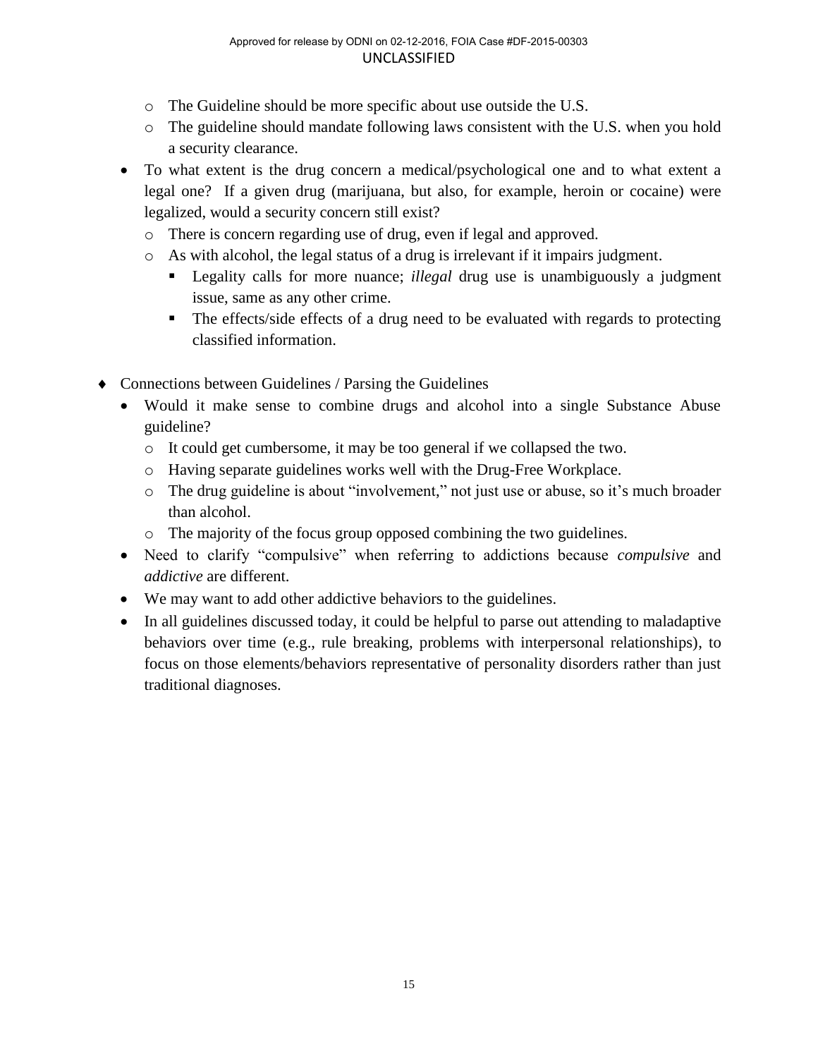- The Guideline should be more specific about use outside the U.S.
  - The guideline should mandate following laws consistent with the U.S. when you hold a security clearance.
- To what extent is the drug concern a medical/psychological one and to what extent a legal one? If a given drug (marijuana, but also, for example, heroin or cocaine) were legalized, would a security concern still exist?
  - There is concern regarding use of drug, even if legal and approved.
  - As with alcohol, the legal status of a drug is irrelevant if it impairs judgment.
    - Legality calls for more nuance; *illegal* drug use is unambiguously a judgment issue, same as any other crime.
    - The effects/side effects of a drug need to be evaluated with regards to protecting classified information.

- Connections between Guidelines / Parsing the Guidelines
  - Would it make sense to combine drugs and alcohol into a single Substance Abuse guideline?
    - It could get cumbersome, it may be too general if we collapsed the two.
    - Having separate guidelines works well with the Drug-Free Workplace.
    - The drug guideline is about "involvement," not just use or abuse, so it's much broader than alcohol.
    - The majority of the focus group opposed combining the two guidelines.
  - Need to clarify "compulsive" when referring to addictions because *compulsive* and *addictive* are different.
  - We may want to add other addictive behaviors to the guidelines.
  - In all guidelines discussed today, it could be helpful to parse out attending to maladaptive behaviors over time (e.g., rule breaking, problems with interpersonal relationships), to focus on those elements/behaviors representative of personality disorders rather than just traditional diagnoses.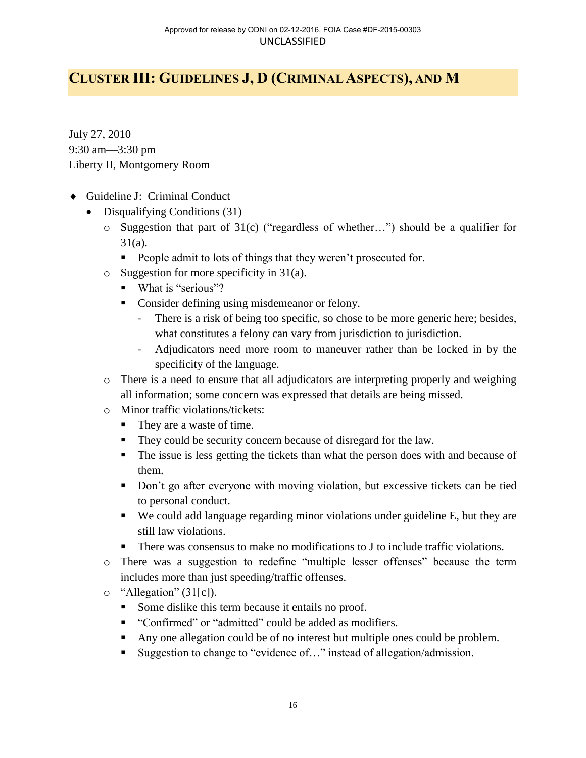## CLUSTER III: GUIDELINES J, D (CRIMINAL ASPECTS), AND M

July 27, 2010
9:30 am—3:30 pm
Liberty II, Montgomery Room

- Guideline J: Criminal Conduct
  - Disqualifying Conditions (31)
    - Suggestion that part of 31(c) ("regardless of whether…") should be a qualifier for 31(a).
      - People admit to lots of things that they weren't prosecuted for.
    - Suggestion for more specificity in 31(a).
      - What is "serious"?
      - Consider defining using misdemeanor or felony.
        - There is a risk of being too specific, so chose to be more generic here; besides, what constitutes a felony can vary from jurisdiction to jurisdiction.
        - Adjudicators need more room to maneuver rather than be locked in by the specificity of the language.
    - There is a need to ensure that all adjudicators are interpreting properly and weighing all information; some concern was expressed that details are being missed.
    - Minor traffic violations/tickets:
      - They are a waste of time.
      - They could be security concern because of disregard for the law.
      - The issue is less getting the tickets than what the person does with and because of them.
      - Don't go after everyone with moving violation, but excessive tickets can be tied to personal conduct.
      - We could add language regarding minor violations under guideline E, but they are still law violations.
      - There was consensus to make no modifications to J to include traffic violations.
    - There was a suggestion to redefine "multiple lesser offenses" because the term includes more than just speeding/traffic offenses.
    - "Allegation" (31[c]).
      - Some dislike this term because it entails no proof.
      - "Confirmed" or "admitted" could be added as modifiers.
      - Any one allegation could be of no interest but multiple ones could be problem.
      - Suggestion to change to "evidence of…" instead of allegation/admission.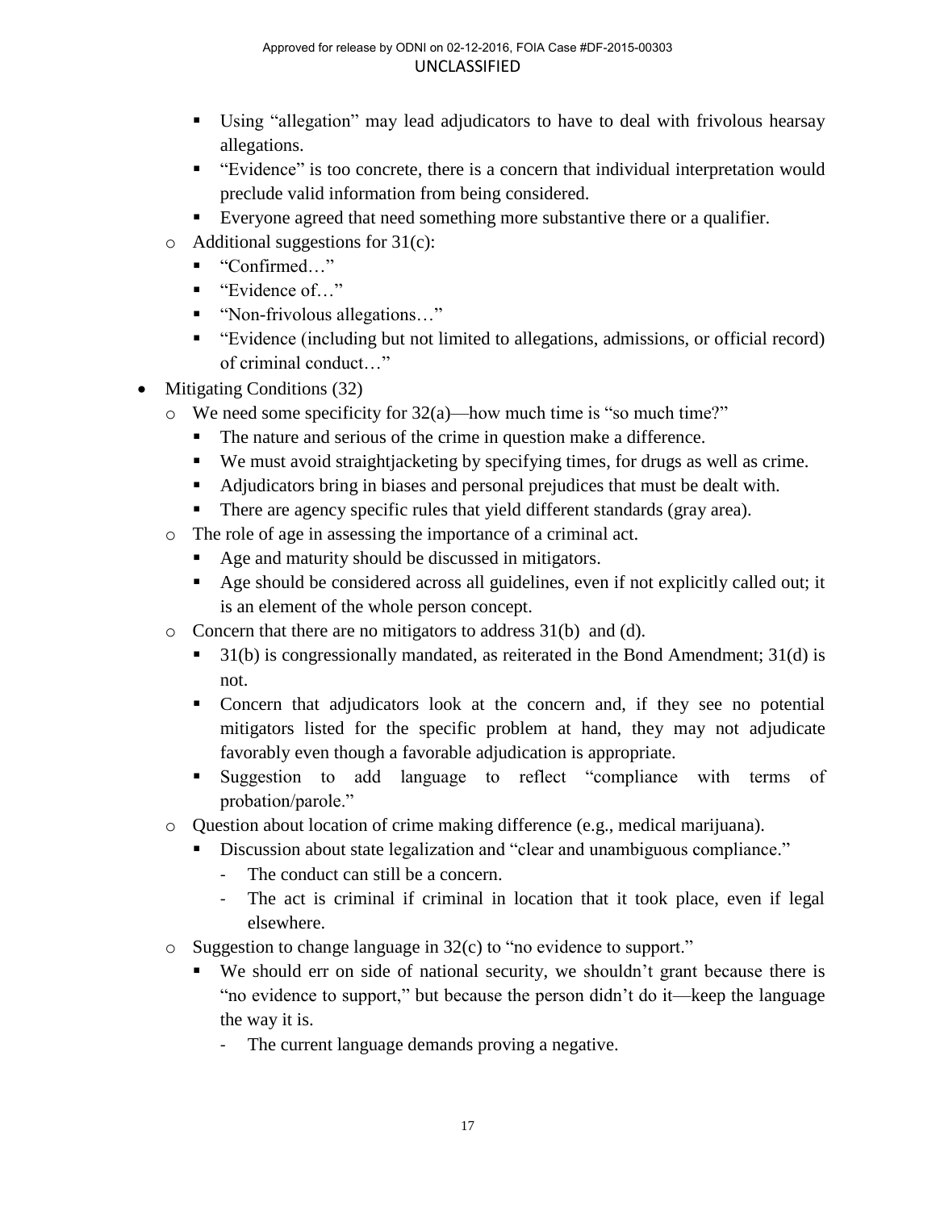- Using "allegation" may lead adjudicators to have to deal with frivolous hearsay allegations.
- "Evidence" is too concrete, there is a concern that individual interpretation would preclude valid information from being considered.
- Everyone agreed that need something more substantive there or a qualifier.

- Additional suggestions for 31(c):
  - "Confirmed…"
  - "Evidence of…"
  - "Non-frivolous allegations…"
  - "Evidence (including but not limited to allegations, admissions, or official record) of criminal conduct…"

- Mitigating Conditions (32)
  - We need some specificity for 32(a)—how much time is "so much time?"
    - The nature and serious of the crime in question make a difference.
    - We must avoid straightjacketing by specifying times, for drugs as well as crime.
    - Adjudicators bring in biases and personal prejudices that must be dealt with.
    - There are agency specific rules that yield different standards (gray area).
  - The role of age in assessing the importance of a criminal act.
    - Age and maturity should be discussed in mitigators.
    - Age should be considered across all guidelines, even if not explicitly called out; it is an element of the whole person concept.
  - Concern that there are no mitigators to address 31(b) and (d).
    - 31(b) is congressionally mandated, as reiterated in the Bond Amendment; 31(d) is not.
    - Concern that adjudicators look at the concern and, if they see no potential mitigators listed for the specific problem at hand, they may not adjudicate favorably even though a favorable adjudication is appropriate.
    - Suggestion to add language to reflect "compliance with terms of probation/parole."
  - Question about location of crime making difference (e.g., medical marijuana).
    - Discussion about state legalization and "clear and unambiguous compliance."
      - The conduct can still be a concern.
      - The act is criminal if criminal in location that it took place, even if legal elsewhere.
  - Suggestion to change language in 32(c) to "no evidence to support."
    - We should err on side of national security, we shouldn't grant because there is "no evidence to support," but because the person didn't do it—keep the language the way it is.
      - The current language demands proving a negative.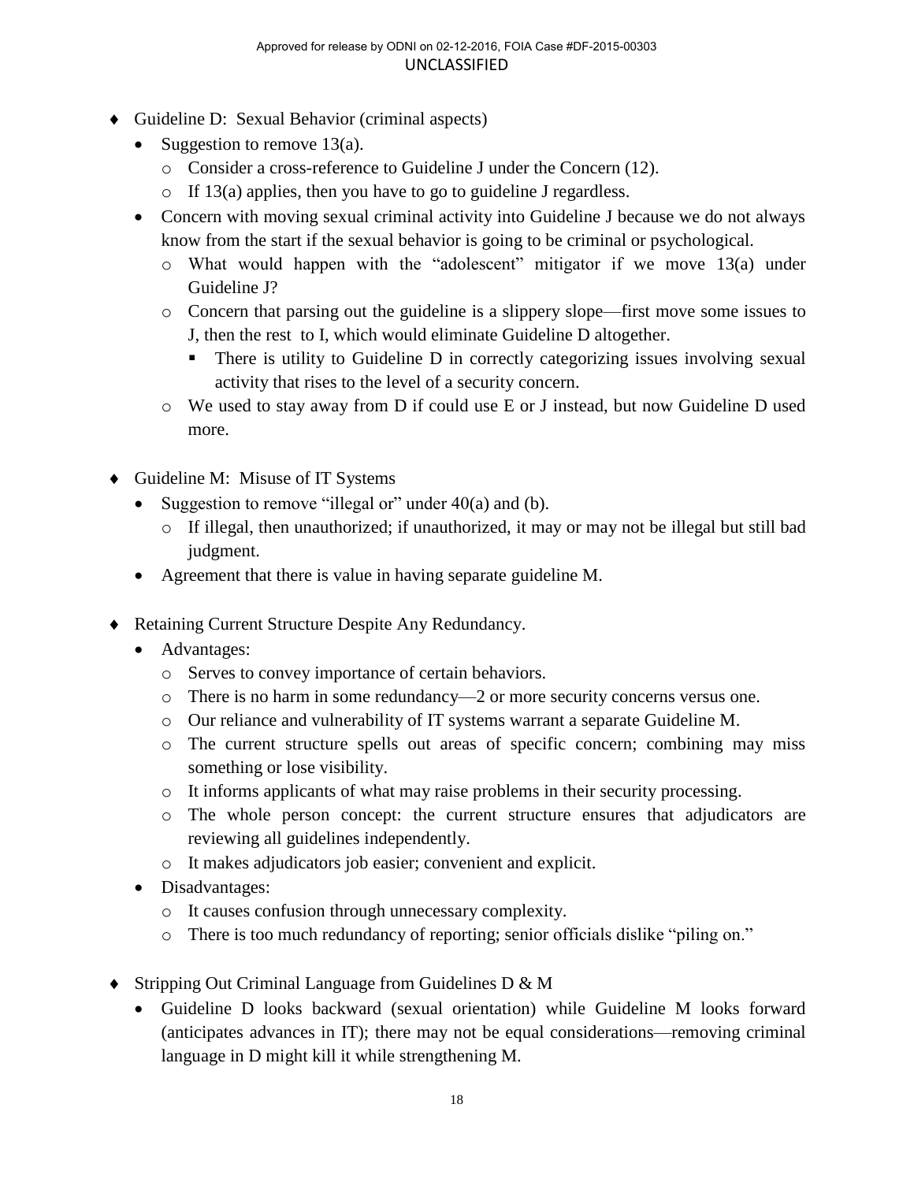- Guideline D: Sexual Behavior (criminal aspects)
  - Suggestion to remove 13(a).
    - Consider a cross-reference to Guideline J under the Concern (12).
    - If 13(a) applies, then you have to go to guideline J regardless.
  - Concern with moving sexual criminal activity into Guideline J because we do not always know from the start if the sexual behavior is going to be criminal or psychological.
    - What would happen with the "adolescent" mitigator if we move 13(a) under Guideline J?
    - Concern that parsing out the guideline is a slippery slope—first move some issues to J, then the rest to I, which would eliminate Guideline D altogether.
      - There is utility to Guideline D in correctly categorizing issues involving sexual activity that rises to the level of a security concern.
    - We used to stay away from D if could use E or J instead, but now Guideline D used more.

- Guideline M: Misuse of IT Systems
  - Suggestion to remove "illegal or" under 40(a) and (b).
    - If illegal, then unauthorized; if unauthorized, it may or may not be illegal but still bad judgment.
  - Agreement that there is value in having separate guideline M.

- Retaining Current Structure Despite Any Redundancy.
  - Advantages:
    - Serves to convey importance of certain behaviors.
    - There is no harm in some redundancy—2 or more security concerns versus one.
    - Our reliance and vulnerability of IT systems warrant a separate Guideline M.
    - The current structure spells out areas of specific concern; combining may miss something or lose visibility.
    - It informs applicants of what may raise problems in their security processing.
    - The whole person concept: the current structure ensures that adjudicators are reviewing all guidelines independently.
    - It makes adjudicators job easier; convenient and explicit.
  - Disadvantages:
    - It causes confusion through unnecessary complexity.
    - There is too much redundancy of reporting; senior officials dislike "piling on."

- Stripping Out Criminal Language from Guidelines D & M
  - Guideline D looks backward (sexual orientation) while Guideline M looks forward (anticipates advances in IT); there may not be equal considerations—removing criminal language in D might kill it while strengthening M.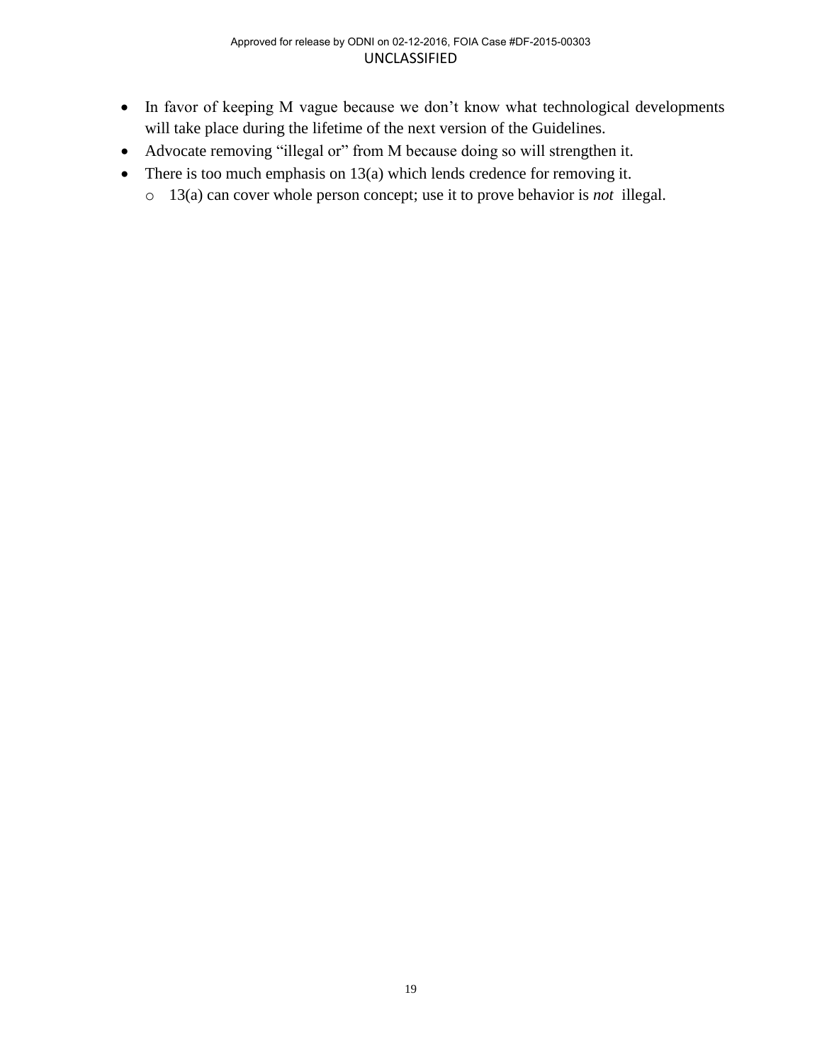- In favor of keeping M vague because we don't know what technological developments will take place during the lifetime of the next version of the Guidelines.
- Advocate removing "illegal or" from M because doing so will strengthen it.
- There is too much emphasis on 13(a) which lends credence for removing it.
  - 13(a) can cover whole person concept; use it to prove behavior is *not* illegal.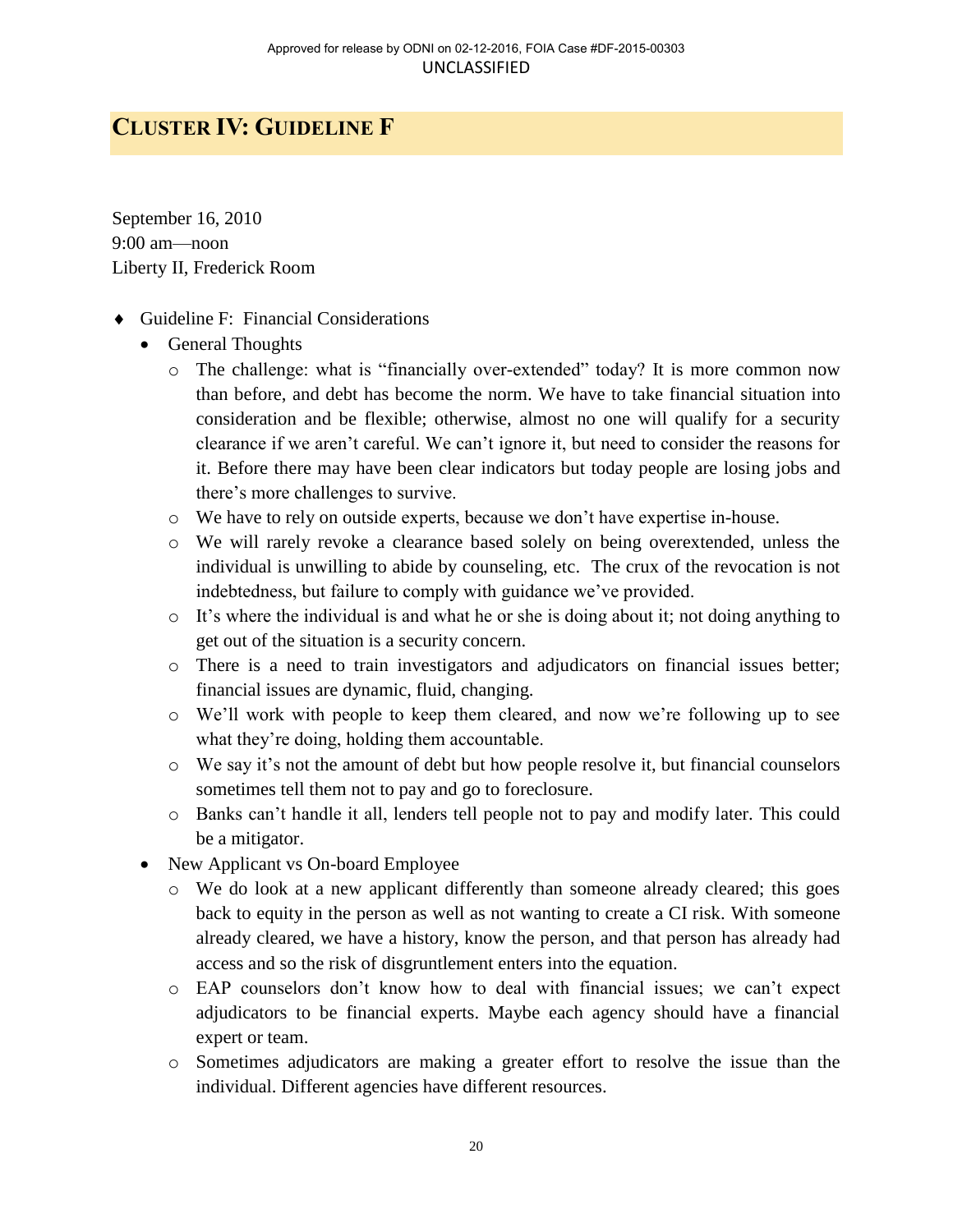## CLUSTER IV: GUIDELINE F

September 16, 2010
9:00 am—noon
Liberty II, Frederick Room

- Guideline F: Financial Considerations
  - General Thoughts
    - The challenge: what is "financially over-extended" today? It is more common now than before, and debt has become the norm. We have to take financial situation into consideration and be flexible; otherwise, almost no one will qualify for a security clearance if we aren't careful. We can't ignore it, but need to consider the reasons for it. Before there may have been clear indicators but today people are losing jobs and there's more challenges to survive.
    - We have to rely on outside experts, because we don't have expertise in-house.
    - We will rarely revoke a clearance based solely on being overextended, unless the individual is unwilling to abide by counseling, etc. The crux of the revocation is not indebtedness, but failure to comply with guidance we've provided.
    - It's where the individual is and what he or she is doing about it; not doing anything to get out of the situation is a security concern.
    - There is a need to train investigators and adjudicators on financial issues better; financial issues are dynamic, fluid, changing.
    - We'll work with people to keep them cleared, and now we're following up to see what they're doing, holding them accountable.
    - We say it's not the amount of debt but how people resolve it, but financial counselors sometimes tell them not to pay and go to foreclosure.
    - Banks can't handle it all, lenders tell people not to pay and modify later. This could be a mitigator.
  - New Applicant vs On-board Employee
    - We do look at a new applicant differently than someone already cleared; this goes back to equity in the person as well as not wanting to create a CI risk. With someone already cleared, we have a history, know the person, and that person has already had access and so the risk of disgruntlement enters into the equation.
    - EAP counselors don't know how to deal with financial issues; we can't expect adjudicators to be financial experts. Maybe each agency should have a financial expert or team.
    - Sometimes adjudicators are making a greater effort to resolve the issue than the individual. Different agencies have different resources.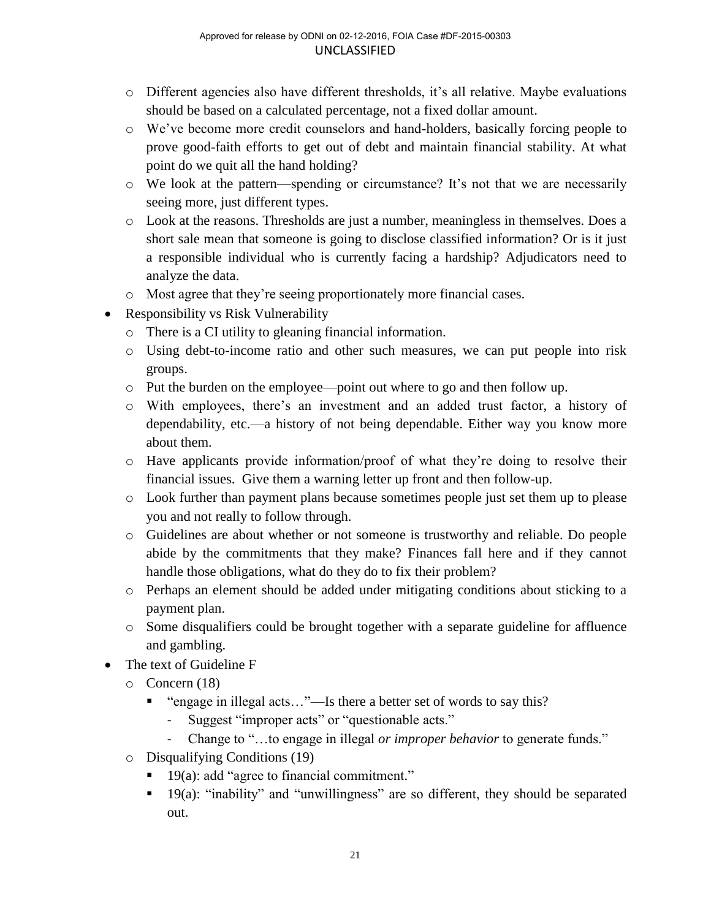- Different agencies also have different thresholds, it's all relative. Maybe evaluations should be based on a calculated percentage, not a fixed dollar amount.
- We've become more credit counselors and hand-holders, basically forcing people to prove good-faith efforts to get out of debt and maintain financial stability. At what point do we quit all the hand holding?
- We look at the pattern—spending or circumstance? It's not that we are necessarily seeing more, just different types.
- Look at the reasons. Thresholds are just a number, meaningless in themselves. Does a short sale mean that someone is going to disclose classified information? Or is it just a responsible individual who is currently facing a hardship? Adjudicators need to analyze the data.
- Most agree that they're seeing proportionately more financial cases.

- Responsibility vs Risk Vulnerability
  - There is a CI utility to gleaning financial information.
  - Using debt-to-income ratio and other such measures, we can put people into risk groups.
  - Put the burden on the employee—point out where to go and then follow up.
  - With employees, there's an investment and an added trust factor, a history of dependability, etc.—a history of not being dependable. Either way you know more about them.
  - Have applicants provide information/proof of what they're doing to resolve their financial issues. Give them a warning letter up front and then follow-up.
  - Look further than payment plans because sometimes people just set them up to please you and not really to follow through.
  - Guidelines are about whether or not someone is trustworthy and reliable. Do people abide by the commitments that they make? Finances fall here and if they cannot handle those obligations, what do they do to fix their problem?
  - Perhaps an element should be added under mitigating conditions about sticking to a payment plan.
  - Some disqualifiers could be brought together with a separate guideline for affluence and gambling.
- The text of Guideline F
  - Concern (18)
    - "engage in illegal acts…"—Is there a better set of words to say this?
      - Suggest "improper acts" or "questionable acts."
      - Change to "…to engage in illegal *or improper behavior* to generate funds."
  - Disqualifying Conditions (19)
    - 19(a): add "agree to financial commitment."
    - 19(a): "inability" and "unwillingness" are so different, they should be separated out.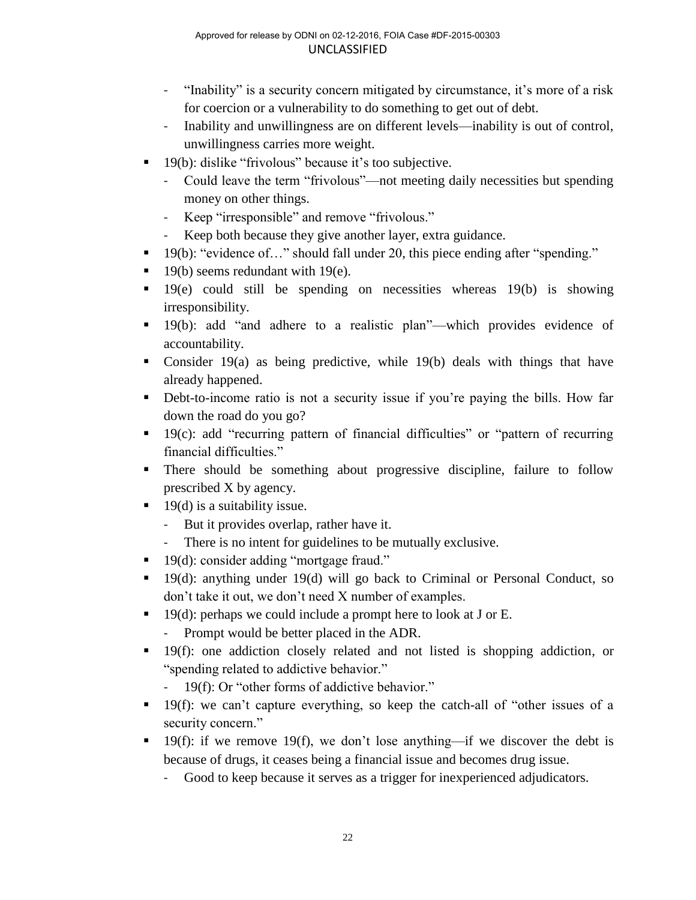- "Inability" is a security concern mitigated by circumstance, it's more of a risk for coercion or a vulnerability to do something to get out of debt.
- Inability and unwillingness are on different levels—inability is out of control, unwillingness carries more weight.

- 19(b): dislike "frivolous" because it's too subjective.
  - Could leave the term "frivolous"—not meeting daily necessities but spending money on other things.
  - Keep "irresponsible" and remove "frivolous."
  - Keep both because they give another layer, extra guidance.
- 19(b): "evidence of…" should fall under 20, this piece ending after "spending."
- 19(b) seems redundant with 19(e).
- 19(e) could still be spending on necessities whereas 19(b) is showing irresponsibility.
- 19(b): add "and adhere to a realistic plan"—which provides evidence of accountability.
- Consider 19(a) as being predictive, while 19(b) deals with things that have already happened.
- Debt-to-income ratio is not a security issue if you're paying the bills. How far down the road do you go?
- 19(c): add "recurring pattern of financial difficulties" or "pattern of recurring financial difficulties."
- There should be something about progressive discipline, failure to follow prescribed X by agency.
- 19(d) is a suitability issue.
  - But it provides overlap, rather have it.
  - There is no intent for guidelines to be mutually exclusive.
- 19(d): consider adding "mortgage fraud."
- 19(d): anything under 19(d) will go back to Criminal or Personal Conduct, so don't take it out, we don't need X number of examples.
- 19(d): perhaps we could include a prompt here to look at J or E.
  - Prompt would be better placed in the ADR.
- 19(f): one addiction closely related and not listed is shopping addiction, or "spending related to addictive behavior."
  - 19(f): Or "other forms of addictive behavior."
- 19(f): we can't capture everything, so keep the catch-all of "other issues of a security concern."
- 19(f): if we remove 19(f), we don't lose anything—if we discover the debt is because of drugs, it ceases being a financial issue and becomes drug issue.
  - Good to keep because it serves as a trigger for inexperienced adjudicators.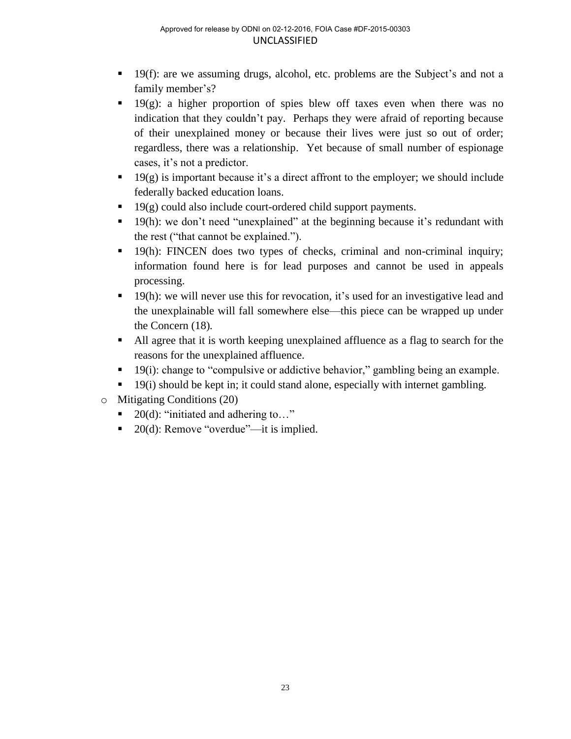- 19(f): are we assuming drugs, alcohol, etc. problems are the Subject's and not a family member's?
    - 19(g): a higher proportion of spies blew off taxes even when there was no indication that they couldn't pay. Perhaps they were afraid of reporting because of their unexplained money or because their lives were just so out of order; regardless, there was a relationship. Yet because of small number of espionage cases, it's not a predictor.
    - 19(g) is important because it's a direct affront to the employer; we should include federally backed education loans.
    - 19(g) could also include court-ordered child support payments.
    - 19(h): we don't need "unexplained" at the beginning because it's redundant with the rest ("that cannot be explained.").
    - 19(h): FINCEN does two types of checks, criminal and non-criminal inquiry; information found here is for lead purposes and cannot be used in appeals processing.
    - 19(h): we will never use this for revocation, it's used for an investigative lead and the unexplainable will fall somewhere else—this piece can be wrapped up under the Concern (18).
    - All agree that it is worth keeping unexplained affluence as a flag to search for the reasons for the unexplained affluence.
    - 19(i): change to "compulsive or addictive behavior," gambling being an example.
    - 19(i) should be kept in; it could stand alone, especially with internet gambling.
  - Mitigating Conditions (20)
    - 20(d): "initiated and adhering to…"
    - 20(d): Remove "overdue"—it is implied.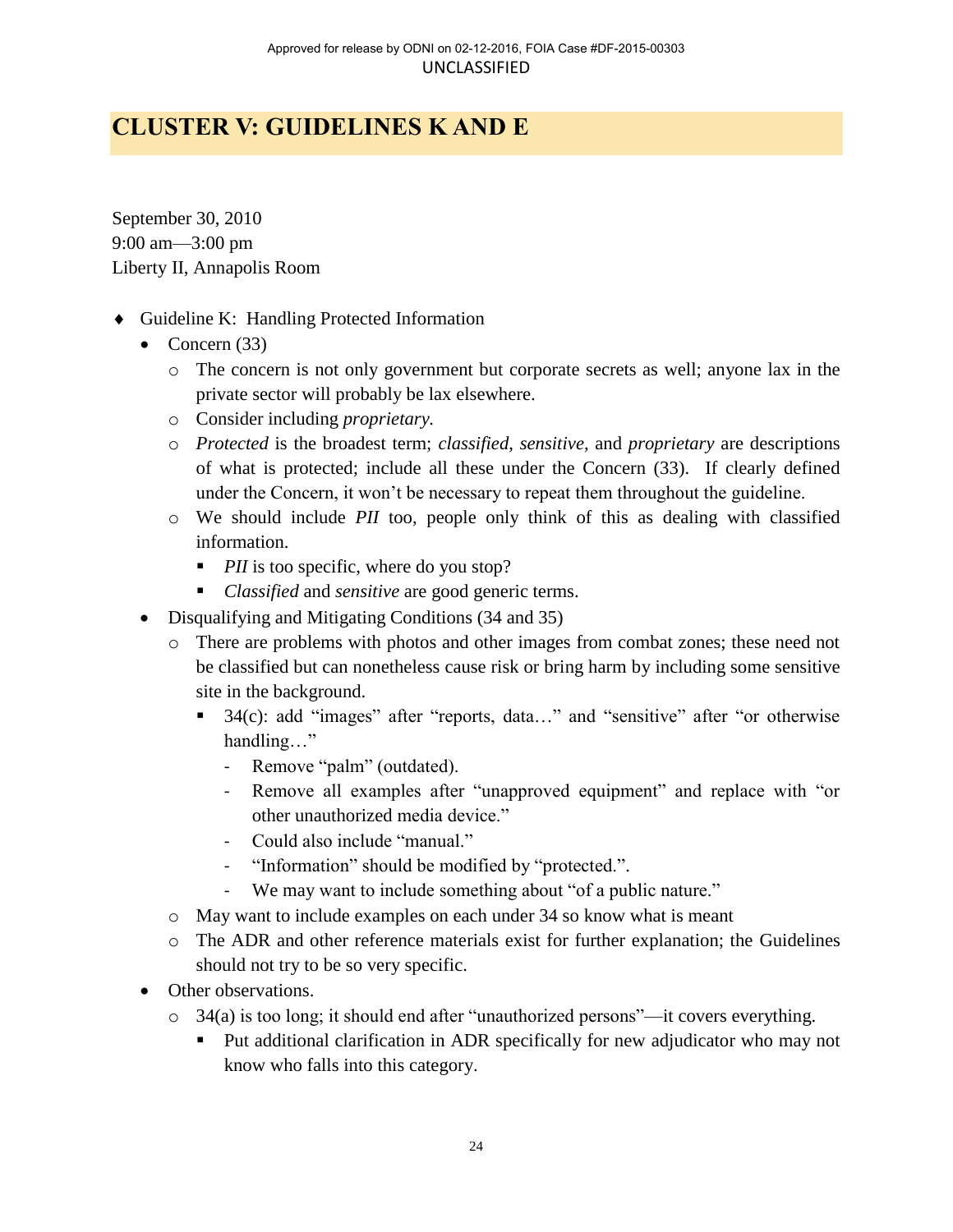# CLUSTER V: GUIDELINES K AND E

September 30, 2010
9:00 am—3:00 pm
Liberty II, Annapolis Room

- Guideline K: Handling Protected Information
  - Concern (33)
    - The concern is not only government but corporate secrets as well; anyone lax in the private sector will probably be lax elsewhere.
    - Consider including *proprietary*.
    - *Protected* is the broadest term; *classified*, *sensitive*, and *proprietary* are descriptions of what is protected; include all these under the Concern (33). If clearly defined under the Concern, it won't be necessary to repeat them throughout the guideline.
    - We should include *PII* too, people only think of this as dealing with classified information.
      - *PII* is too specific, where do you stop?
      - *Classified* and *sensitive* are good generic terms.
  - Disqualifying and Mitigating Conditions (34 and 35)
    - There are problems with photos and other images from combat zones; these need not be classified but can nonetheless cause risk or bring harm by including some sensitive site in the background.
      - 34(c): add "images" after "reports, data…" and "sensitive" after "or otherwise handling…"
        - Remove "palm" (outdated).
        - Remove all examples after "unapproved equipment" and replace with "or other unauthorized media device."
        - Could also include "manual."
        - "Information" should be modified by "protected.".
        - We may want to include something about "of a public nature."
    - May want to include examples on each under 34 so know what is meant
    - The ADR and other reference materials exist for further explanation; the Guidelines should not try to be so very specific.
  - Other observations.
    - 34(a) is too long; it should end after "unauthorized persons"—it covers everything.
      - Put additional clarification in ADR specifically for new adjudicator who may not know who falls into this category.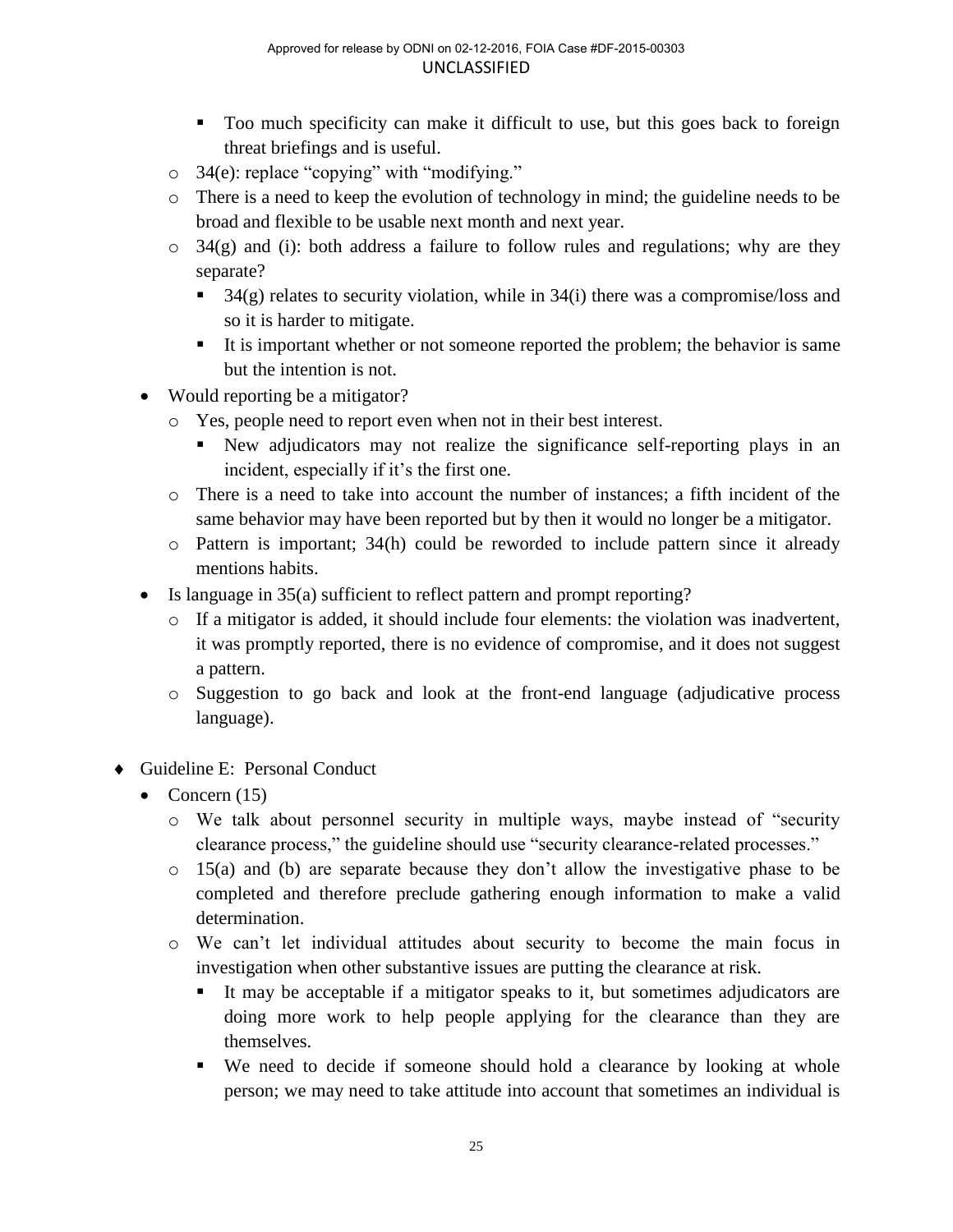- Too much specificity can make it difficult to use, but this goes back to foreign threat briefings and is useful.
  - 34(e): replace "copying" with "modifying."
  - There is a need to keep the evolution of technology in mind; the guideline needs to be broad and flexible to be usable next month and next year.
  - 34(g) and (i): both address a failure to follow rules and regulations; why are they separate?
    - 34(g) relates to security violation, while in 34(i) there was a compromise/loss and so it is harder to mitigate.
    - It is important whether or not someone reported the problem; the behavior is same but the intention is not.
- Would reporting be a mitigator?
  - Yes, people need to report even when not in their best interest.
    - New adjudicators may not realize the significance self-reporting plays in an incident, especially if it's the first one.
  - There is a need to take into account the number of instances; a fifth incident of the same behavior may have been reported but by then it would no longer be a mitigator.
  - Pattern is important; 34(h) could be reworded to include pattern since it already mentions habits.
- Is language in 35(a) sufficient to reflect pattern and prompt reporting?
  - If a mitigator is added, it should include four elements: the violation was inadvertent, it was promptly reported, there is no evidence of compromise, and it does not suggest a pattern.
  - Suggestion to go back and look at the front-end language (adjudicative process language).

- Guideline E: Personal Conduct
  - Concern (15)
    - We talk about personnel security in multiple ways, maybe instead of "security clearance process," the guideline should use "security clearance-related processes."
    - 15(a) and (b) are separate because they don't allow the investigative phase to be completed and therefore preclude gathering enough information to make a valid determination.
    - We can't let individual attitudes about security to become the main focus in investigation when other substantive issues are putting the clearance at risk.
      - It may be acceptable if a mitigator speaks to it, but sometimes adjudicators are doing more work to help people applying for the clearance than they are themselves.
      - We need to decide if someone should hold a clearance by looking at whole person; we may need to take attitude into account that sometimes an individual is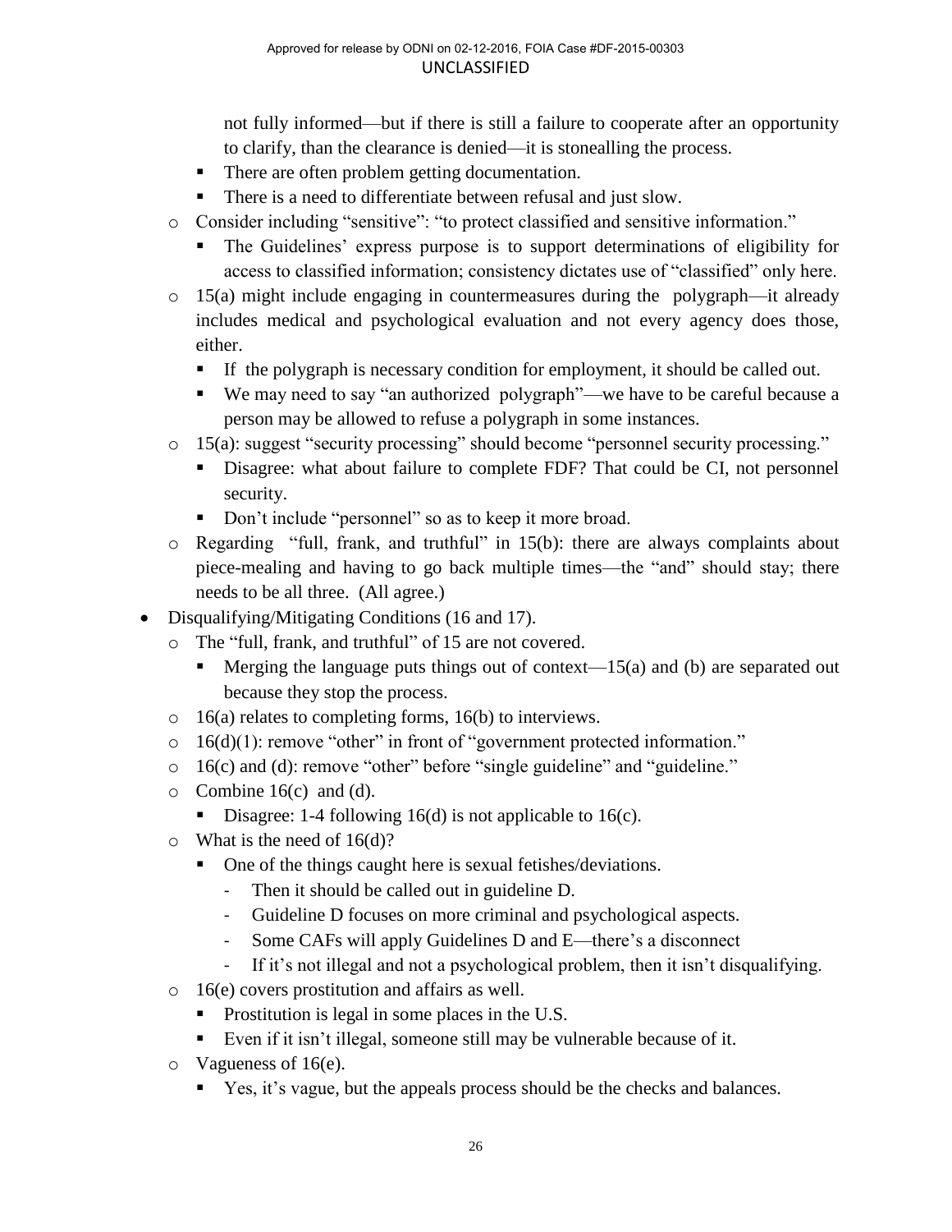not fully informed—but if there is still a failure to cooperate after an opportunity to clarify, than the clearance is denied—it is stonealling the process.
            - There are often problem getting documentation.
            - There is a need to differentiate between refusal and just slow.
    - Consider including "sensitive": "to protect classified and sensitive information."
        - The Guidelines' express purpose is to support determinations of eligibility for access to classified information; consistency dictates use of "classified" only here.
    - 15(a) might include engaging in countermeasures during the polygraph—it already includes medical and psychological evaluation and not every agency does those, either.
        - If the polygraph is necessary condition for employment, it should be called out.
        - We may need to say "an authorized polygraph"—we have to be careful because a person may be allowed to refuse a polygraph in some instances.
    - 15(a): suggest "security processing" should become "personnel security processing."
        - Disagree: what about failure to complete FDF? That could be CI, not personnel security.
        - Don't include "personnel" so as to keep it more broad.
    - Regarding "full, frank, and truthful" in 15(b): there are always complaints about piece-mealing and having to go back multiple times—the "and" should stay; there needs to be all three. (All agree.)
- Disqualifying/Mitigating Conditions (16 and 17).
    - The "full, frank, and truthful" of 15 are not covered.
        - Merging the language puts things out of context—15(a) and (b) are separated out because they stop the process.
    - 16(a) relates to completing forms, 16(b) to interviews.
    - 16(d)(1): remove "other" in front of "government protected information."
    - 16(c) and (d): remove "other" before "single guideline" and "guideline."
    - Combine 16(c) and (d).
        - Disagree: 1-4 following 16(d) is not applicable to 16(c).
    - What is the need of 16(d)?
        - One of the things caught here is sexual fetishes/deviations.
            - Then it should be called out in guideline D.
            - Guideline D focuses on more criminal and psychological aspects.
            - Some CAFs will apply Guidelines D and E—there's a disconnect
            - If it's not illegal and not a psychological problem, then it isn't disqualifying.
    - 16(e) covers prostitution and affairs as well.
        - Prostitution is legal in some places in the U.S.
        - Even if it isn't illegal, someone still may be vulnerable because of it.
    - Vagueness of 16(e).
        - Yes, it's vague, but the appeals process should be the checks and balances.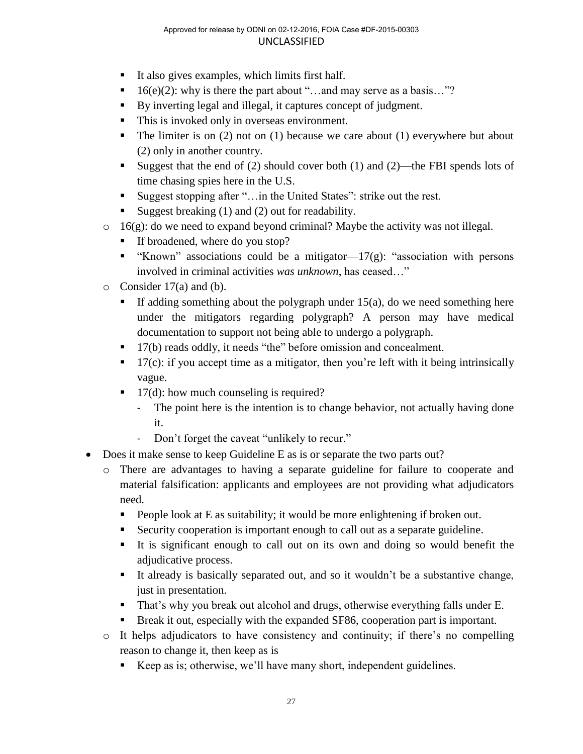- It also gives examples, which limits first half.
- 16(e)(2): why is there the part about "…and may serve as a basis…"?
- By inverting legal and illegal, it captures concept of judgment.
- This is invoked only in overseas environment.
- The limiter is on (2) not on (1) because we care about (1) everywhere but about (2) only in another country.
- Suggest that the end of (2) should cover both (1) and (2)—the FBI spends lots of time chasing spies here in the U.S.
- Suggest stopping after "…in the United States": strike out the rest.
- Suggest breaking (1) and (2) out for readability.

- 16(g): do we need to expand beyond criminal? Maybe the activity was not illegal.
  - If broadened, where do you stop?
  - "Known" associations could be a mitigator—17(g): "association with persons involved in criminal activities *was unknown*, has ceased…"
- Consider 17(a) and (b).
  - If adding something about the polygraph under 15(a), do we need something here under the mitigators regarding polygraph? A person may have medical documentation to support not being able to undergo a polygraph.
  - 17(b) reads oddly, it needs "the" before omission and concealment.
  - 17(c): if you accept time as a mitigator, then you're left with it being intrinsically vague.
  - 17(d): how much counseling is required?
    - The point here is the intention is to change behavior, not actually having done it.
    - Don't forget the caveat "unlikely to recur."

- Does it make sense to keep Guideline E as is or separate the two parts out?
  - There are advantages to having a separate guideline for failure to cooperate and material falsification: applicants and employees are not providing what adjudicators need.
    - People look at E as suitability; it would be more enlightening if broken out.
    - Security cooperation is important enough to call out as a separate guideline.
    - It is significant enough to call out on its own and doing so would benefit the adjudicative process.
    - It already is basically separated out, and so it wouldn't be a substantive change, just in presentation.
    - That's why you break out alcohol and drugs, otherwise everything falls under E.
    - Break it out, especially with the expanded SF86, cooperation part is important.
  - It helps adjudicators to have consistency and continuity; if there's no compelling reason to change it, then keep as is
    - Keep as is; otherwise, we'll have many short, independent guidelines.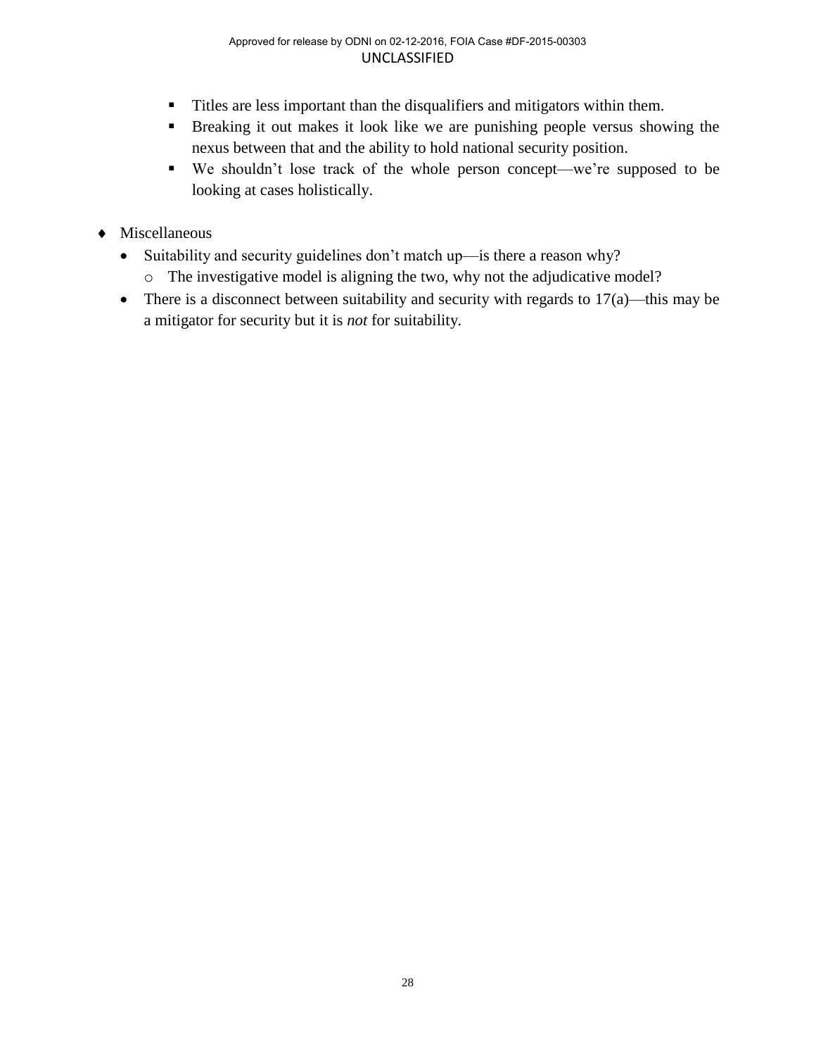- Titles are less important than the disqualifiers and mitigators within them.
- Breaking it out makes it look like we are punishing people versus showing the nexus between that and the ability to hold national security position.
- We shouldn't lose track of the whole person concept—we're supposed to be looking at cases holistically.

- Miscellaneous
  - Suitability and security guidelines don't match up—is there a reason why?
    - The investigative model is aligning the two, why not the adjudicative model?
  - There is a disconnect between suitability and security with regards to 17(a)—this may be a mitigator for security but it is *not* for suitability.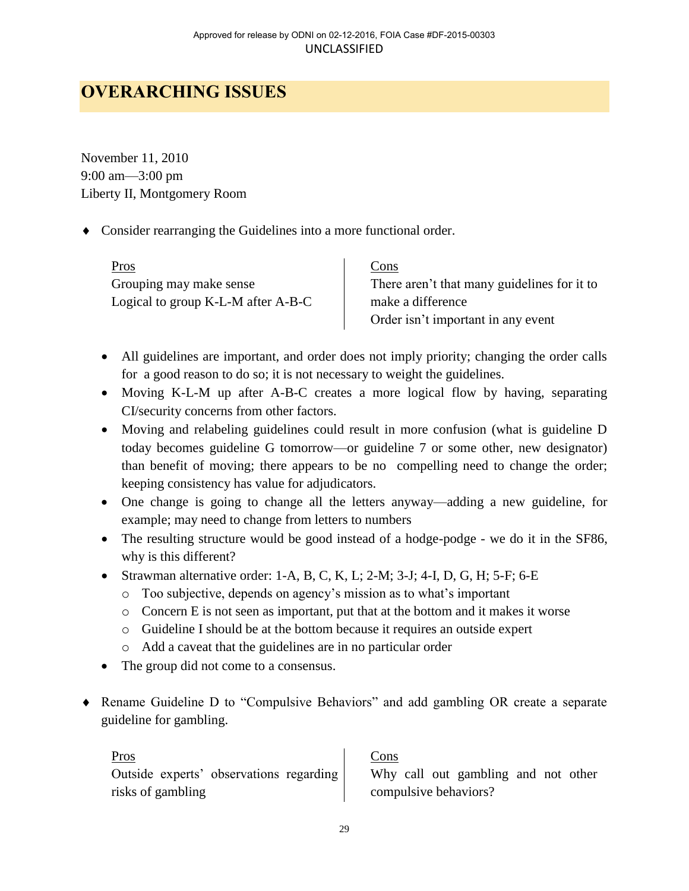# OVERARCHING ISSUES

November 11, 2010
9:00 am—3:00 pm
Liberty II, Montgomery Room

- Consider rearranging the Guidelines into a more functional order.

| Pros | Cons |
|---|---|
| Grouping may make sense<br>Logical to group K-L-M after A-B-C | There aren't that many guidelines for it to make a difference<br>Order isn't important in any event |

- All guidelines are important, and order does not imply priority; changing the order calls for a good reason to do so; it is not necessary to weight the guidelines.
- Moving K-L-M up after A-B-C creates a more logical flow by having, separating CI/security concerns from other factors.
- Moving and relabeling guidelines could result in more confusion (what is guideline D today becomes guideline G tomorrow—or guideline 7 or some other, new designator) than benefit of moving; there appears to be no compelling need to change the order; keeping consistency has value for adjudicators.
- One change is going to change all the letters anyway—adding a new guideline, for example; may need to change from letters to numbers
- The resulting structure would be good instead of a hodge-podge - we do it in the SF86, why is this different?
- Strawman alternative order: 1-A, B, C, K, L; 2-M; 3-J; 4-I, D, G, H; 5-F; 6-E
  - Too subjective, depends on agency's mission as to what's important
  - Concern E is not seen as important, put that at the bottom and it makes it worse
  - Guideline I should be at the bottom because it requires an outside expert
  - Add a caveat that the guidelines are in no particular order
- The group did not come to a consensus.

- Rename Guideline D to "Compulsive Behaviors" and add gambling OR create a separate guideline for gambling.

| Pros | Cons |
|---|---|
| Outside experts' observations regarding risks of gambling | Why call out gambling and not other compulsive behaviors? |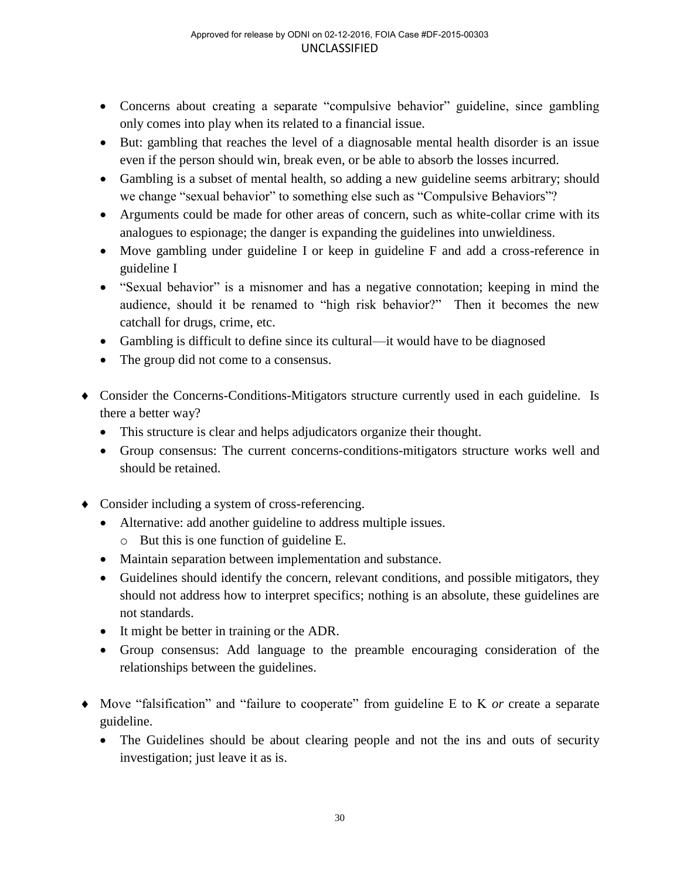- Concerns about creating a separate "compulsive behavior" guideline, since gambling only comes into play when its related to a financial issue.
- But: gambling that reaches the level of a diagnosable mental health disorder is an issue even if the person should win, break even, or be able to absorb the losses incurred.
- Gambling is a subset of mental health, so adding a new guideline seems arbitrary; should we change "sexual behavior" to something else such as "Compulsive Behaviors"?
- Arguments could be made for other areas of concern, such as white-collar crime with its analogues to espionage; the danger is expanding the guidelines into unwieldiness.
- Move gambling under guideline I or keep in guideline F and add a cross-reference in guideline I
- "Sexual behavior" is a misnomer and has a negative connotation; keeping in mind the audience, should it be renamed to "high risk behavior?" Then it becomes the new catchall for drugs, crime, etc.
- Gambling is difficult to define since its cultural—it would have to be diagnosed
- The group did not come to a consensus.

♦ Consider the Concerns-Conditions-Mitigators structure currently used in each guideline. Is there a better way?
  - This structure is clear and helps adjudicators organize their thought.
  - Group consensus: The current concerns-conditions-mitigators structure works well and should be retained.

♦ Consider including a system of cross-referencing.
  - Alternative: add another guideline to address multiple issues.
    - But this is one function of guideline E.
  - Maintain separation between implementation and substance.
  - Guidelines should identify the concern, relevant conditions, and possible mitigators, they should not address how to interpret specifics; nothing is an absolute, these guidelines are not standards.
  - It might be better in training or the ADR.
  - Group consensus: Add language to the preamble encouraging consideration of the relationships between the guidelines.

♦ Move "falsification" and "failure to cooperate" from guideline E to K *or* create a separate guideline.
  - The Guidelines should be about clearing people and not the ins and outs of security investigation; just leave it as is.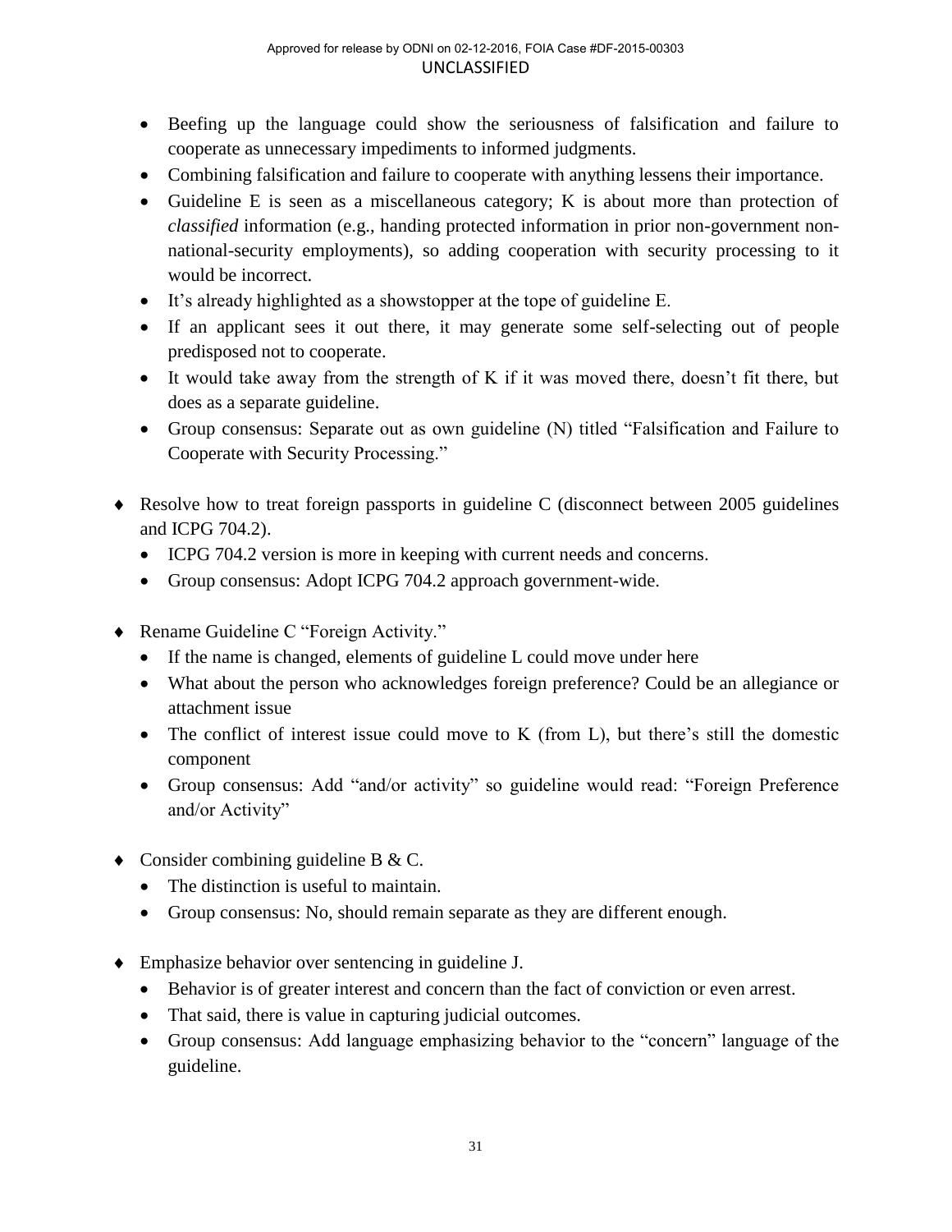- Beefing up the language could show the seriousness of falsification and failure to cooperate as unnecessary impediments to informed judgments.
- Combining falsification and failure to cooperate with anything lessens their importance.
- Guideline E is seen as a miscellaneous category; K is about more than protection of *classified* information (e.g., handing protected information in prior non-government non-national-security employments), so adding cooperation with security processing to it would be incorrect.
- It's already highlighted as a showstopper at the tope of guideline E.
- If an applicant sees it out there, it may generate some self-selecting out of people predisposed not to cooperate.
- It would take away from the strength of K if it was moved there, doesn't fit there, but does as a separate guideline.
- Group consensus: Separate out as own guideline (N) titled "Falsification and Failure to Cooperate with Security Processing."

♦ Resolve how to treat foreign passports in guideline C (disconnect between 2005 guidelines and ICPG 704.2).
  - ICPG 704.2 version is more in keeping with current needs and concerns.
  - Group consensus: Adopt ICPG 704.2 approach government-wide.

♦ Rename Guideline C "Foreign Activity."
  - If the name is changed, elements of guideline L could move under here
  - What about the person who acknowledges foreign preference? Could be an allegiance or attachment issue
  - The conflict of interest issue could move to K (from L), but there's still the domestic component
  - Group consensus: Add "and/or activity" so guideline would read: "Foreign Preference and/or Activity"

♦ Consider combining guideline B & C.
  - The distinction is useful to maintain.
  - Group consensus: No, should remain separate as they are different enough.

♦ Emphasize behavior over sentencing in guideline J.
  - Behavior is of greater interest and concern than the fact of conviction or even arrest.
  - That said, there is value in capturing judicial outcomes.
  - Group consensus: Add language emphasizing behavior to the "concern" language of the guideline.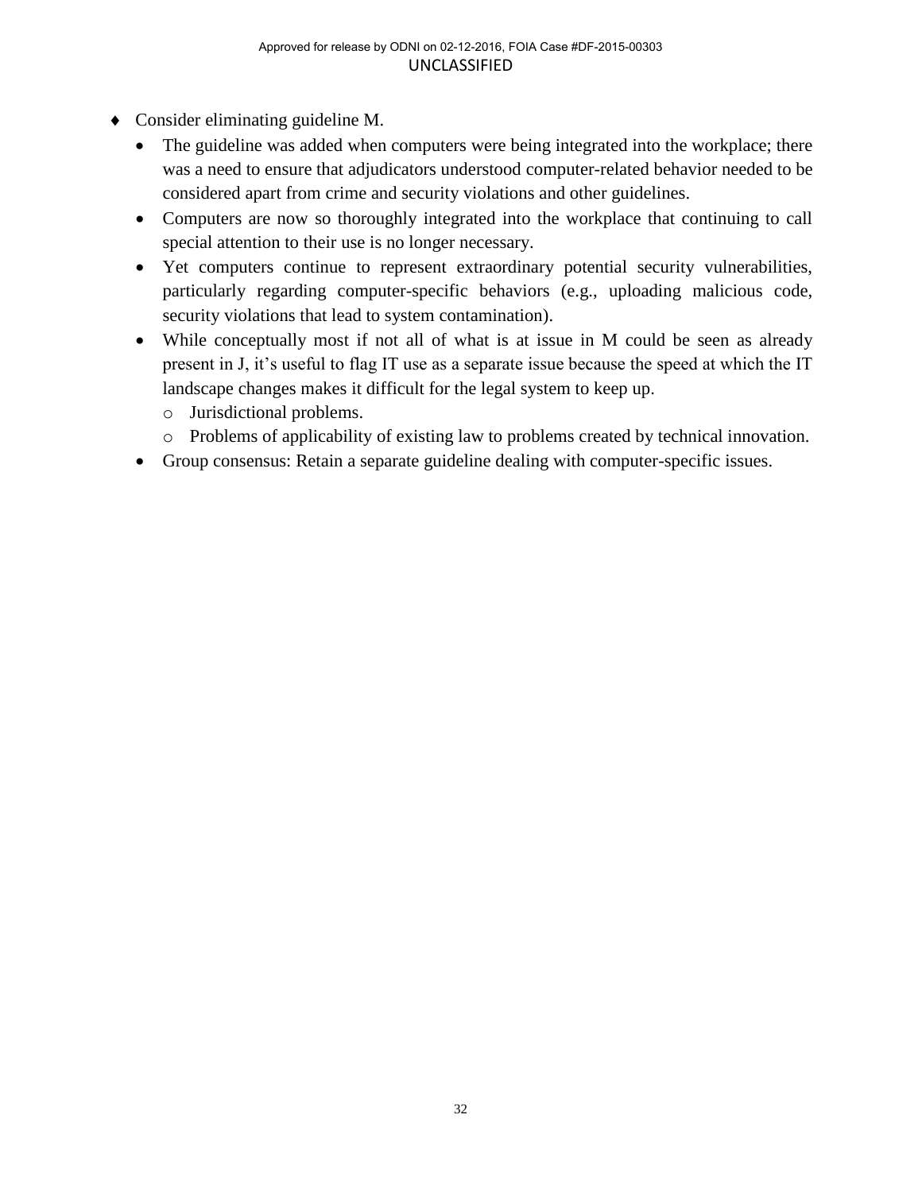- Consider eliminating guideline M.
  - The guideline was added when computers were being integrated into the workplace; there was a need to ensure that adjudicators understood computer-related behavior needed to be considered apart from crime and security violations and other guidelines.
  - Computers are now so thoroughly integrated into the workplace that continuing to call special attention to their use is no longer necessary.
  - Yet computers continue to represent extraordinary potential security vulnerabilities, particularly regarding computer-specific behaviors (e.g., uploading malicious code, security violations that lead to system contamination).
  - While conceptually most if not all of what is at issue in M could be seen as already present in J, it's useful to flag IT use as a separate issue because the speed at which the IT landscape changes makes it difficult for the legal system to keep up.
    - Jurisdictional problems.
    - Problems of applicability of existing law to problems created by technical innovation.
  - Group consensus: Retain a separate guideline dealing with computer-specific issues.